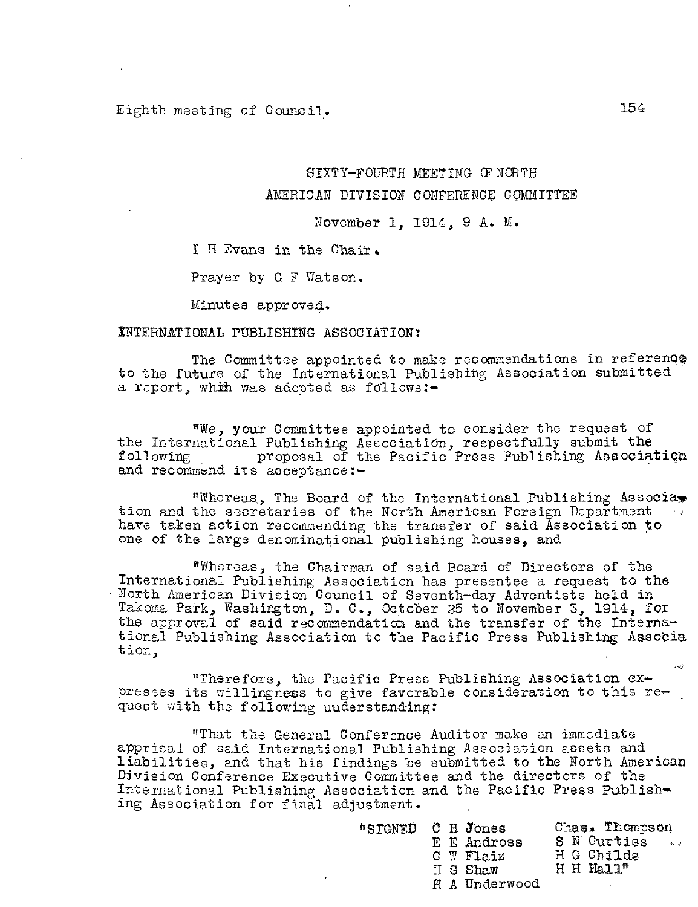Eighth meeting of Council.

SIXTY-FOURTH MEETING OF NORTH

AMERICAN DIVISION CONFERENCE COMMITTEE

November 1, 1914, 9 A. M.

I H Evans in the Chair.

Prayer by G F Watson.

Minutes approved.

INTERNATIONAL PUBLISHING ASSOCIATION:

The Committee appointed to make recommendations in reference to the future of the International Publishing Association submitted a report, whih was adopted as follows:-

"We, your Committee appointed to consider the request of the International Publishing Association, respectfully submit the following proposal of the Pacific Press Publishing Association and recommend its acceptance:-

"Whereas, The Board of the International Publishing Association and the secretaries of the North American Foreign Department have taken action recommending the transfer of said Association to one of the large denominational publishing houses, and

"Whereas, the Chairman of said Board of Directors of the International Publishing Association has presentee a request to the North American Division Council of Seventh-day Adventists held in Takoma Park, Washington, D. C., October 25 to November 3, 1914, for the approval of said recommendation and the transfer of the International Publishing Association to the Pacific Press Publishing Association,

"Therefore, the Pacific Press Publishing Association expresses its willingness to give favorable consideration to this request with the following uuderstanding:

"That the General Conference Auditor make an immediate apprisal of said International Publishing Association assets and liabilities, and that his findings be submitted to the North American Division Conference Executive Committee and the directors of the International Publishing Association and the Pacific Press Publishing Association for final adjustment.

"SIGNED C H Jones
E E Andross
C W Flaiz
H S Shaw
R A Underwood
Chas. Thompson
S N Curtiss
H G Childs
H H Hall"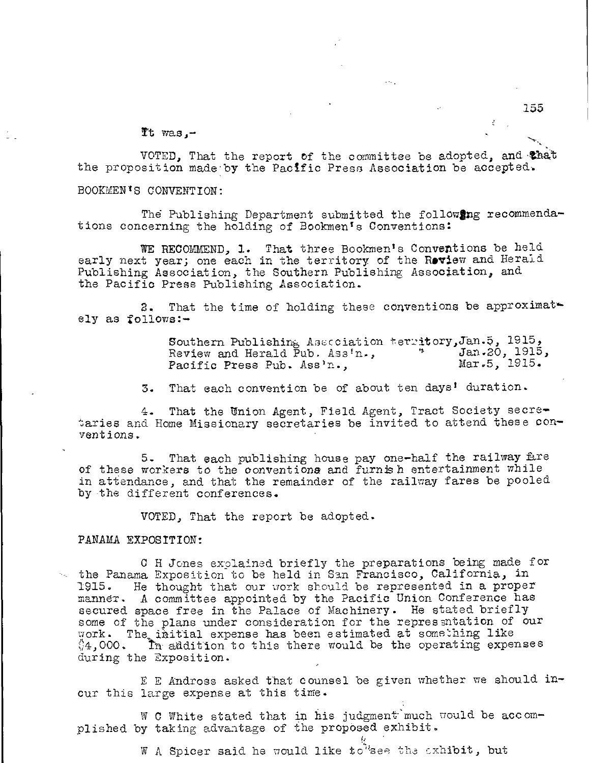It was,-

VOTED, That the report of the committee be adopted, and that the proposition made by the Pacific Press Association be accepted.

BOOKMEN'S CONVENTION:

The Publishing Department submitted the following recommendations concerning the holding of Bookmen's Conventions:

WE RECOMMEND, 1. That three Bookmen's Conventions be held early next year; one each in the territory of the Review and Herald Publishing Association, the Southern Publishing Association, and the Pacific Press Publishing Association.

2. That the time of holding these conventions be approximately as follows:-

Southern Publishing Association territory, Jan.5, 1915,
Review and Herald Pub. Ass'n., " Jan.20, 1915,
Pacific Press Pub. Ass'n., Mar.5, 1915.

3. That each convention be of about ten days' duration.

4. That the Union Agent, Field Agent, Tract Society secretaries and Home Missionary secretaries be invited to attend these conventions.

5. That each publishing house pay one-half the railway fare of these workers to the conventions and furnish entertainment while in attendance, and that the remainder of the railway fares be pooled by the different conferences.

VOTED, That the report be adopted.

PANAMA EXPOSITION:

C H Jones explained briefly the preparations being made for the Panama Exposition to be held in San Francisco, California, in 1915. He thought that our work should be represented in a proper manner. A committee appointed by the Pacific Union Conference has secured space free in the Palace of Machinery. He stated briefly some of the plans under consideration for the representation of our work. The initial expense has been estimated at something like $4,000. In addition to this there would be the operating expenses during the Exposition.

E E Andross asked that counsel be given whether we should incur this large expense at this time.

W C White stated that in his judgment much would be accomplished by taking advantage of the proposed exhibit.

W A Spicer said he would like to see the exhibit, but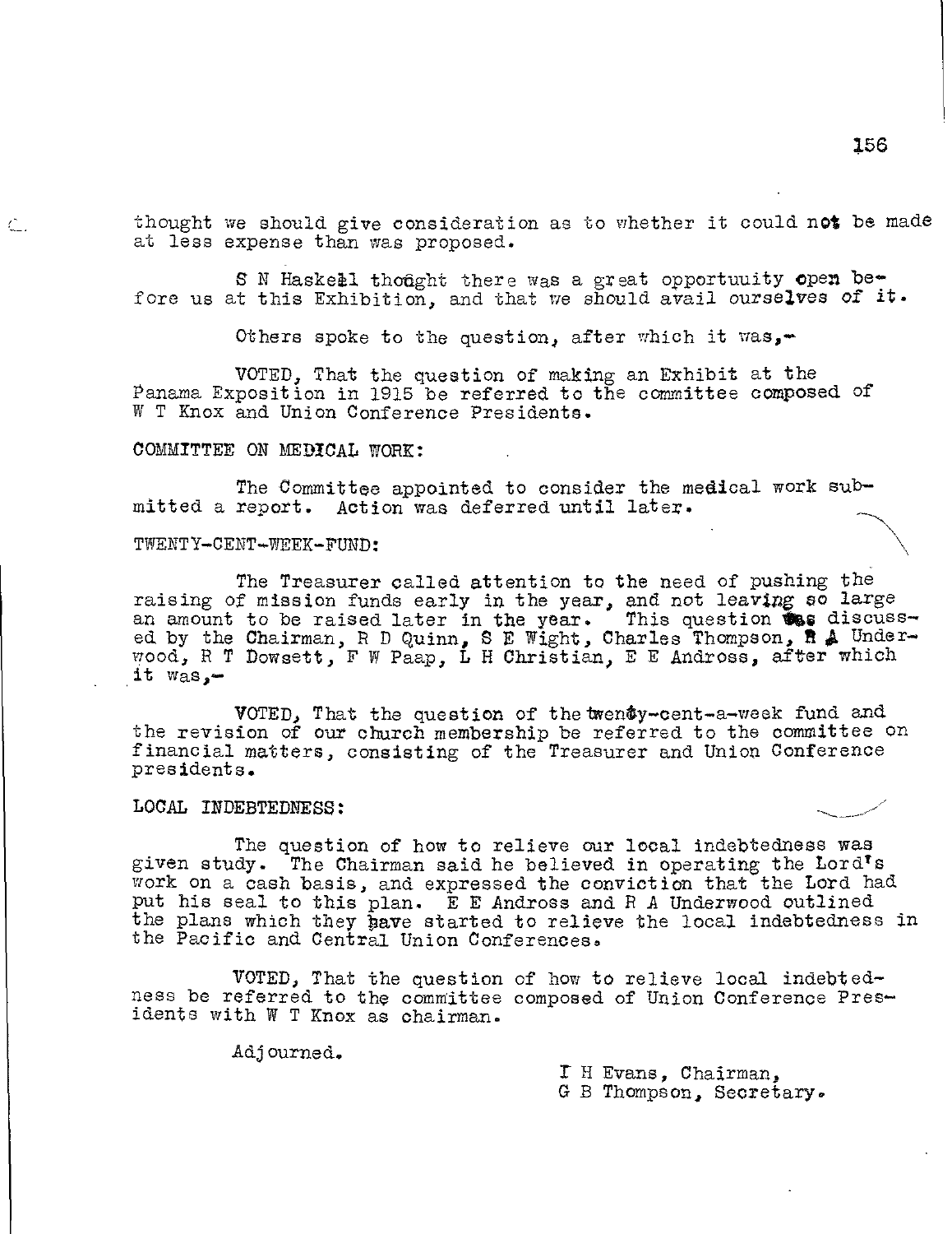thought we should give consideration as to whether it could not be made at less expense than was proposed.

S N Haskell thought there was a great opportuuity open before us at this Exhibition, and that we should avail ourselves of it.

Others spoke to the question, after which it was,-

VOTED, That the question of making an Exhibit at the Panama Exposition in 1915 be referred to the committee composed of W T Knox and Union Conference Presidents.

COMMITTEE ON MEDICAL WORK:

The Committee appointed to consider the medical work submitted a report. Action was deferred until later.

TWENTY-CENT-WEEK-FUND:

The Treasurer called attention to the need of pushing the raising of mission funds early in the year, and not leaving so large an amount to be raised later in the year. This question was discussed by the Chairman, R D Quinn, S E Wight, Charles Thompson, R A Underwood, R T Dowsett, F W Paap, L H Christian, E E Andross, after which it was,-

VOTED, That the question of the twenty-cent-a-week fund and the revision of our church membership be referred to the committee on financial matters, consisting of the Treasurer and Union Conference presidents.

LOCAL INDEBTEDNESS:

The question of how to relieve our local indebtedness was given study. The Chairman said he believed in operating the Lord's work on a cash basis, and expressed the conviction that the Lord had put his seal to this plan. E E Andross and R A Underwood outlined the plans which they have started to relieve the local indebtedness in the Pacific and Central Union Conferences.

VOTED, That the question of how to relieve local indebtedness be referred to the committee composed of Union Conference Presidents with W T Knox as chairman.

Adjourned.

I H Evans, Chairman,
G B Thompson, Secretary.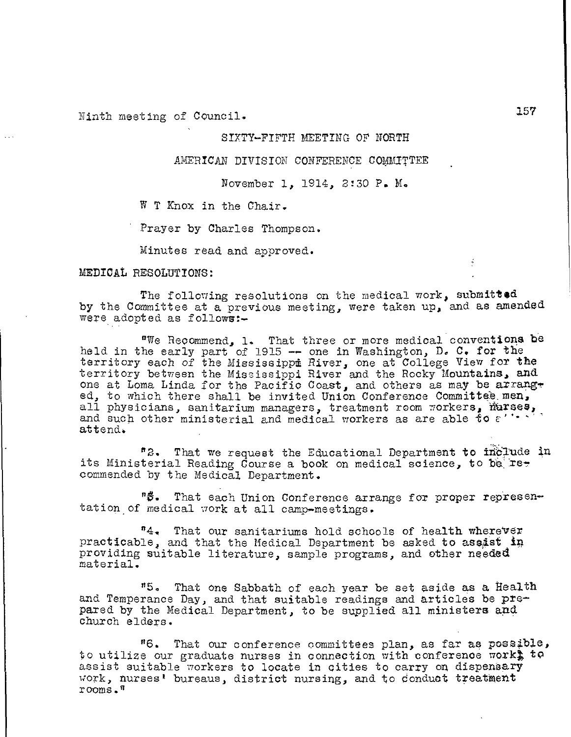Ninth meeting of Council.

SIXTY-FIFTH MEETING OF NORTH

AMERICAN DIVISION CONFERENCE COMMITTEE

November 1, 1914, 2:30 P. M.

W T Knox in the Chair.

Prayer by Charles Thompson.

Minutes read and approved.

MEDICAL RESOLUTIONS:

The following resolutions on the medical work, submitted by the Committee at a previous meeting, were taken up, and as amended were adopted as follows:-

"We Recommend, 1. That three or more medical conventions be held in the early part of 1915 -- one in Washington, D. C. for the territory each of the Mississippi River, one at College View for the territory between the Mississippi River and the Rocky Mountains, and one at Loma Linda for the Pacific Coast, and others as may be arranged, to which there shall be invited Union Conference Committee men, all physicians, sanitarium managers, treatment room workers, nurses, and such other ministerial and medical workers as are able to attend.

"2. That we request the Educational Department to include in its Ministerial Reading Course a book on medical science, to be recommended by the Medical Department.

"3. That each Union Conference arrange for proper representation of medical work at all camp-meetings.

"4. That our sanitariums hold schools of health wherever practicable, and that the Medical Department be asked to assist in providing suitable literature, sample programs, and other needed material.

"5. That one Sabbath of each year be set aside as a Health and Temperance Day, and that suitable readings and articles be prepared by the Medical Department, to be supplied all ministers and church elders.

"6. That our conference committees plan, as far as possible, to utilize our graduate nurses in connection with conference work; to assist suitable workers to locate in cities to carry on dispensary work, nurses' bureaus, district nursing, and to conduct treatment rooms."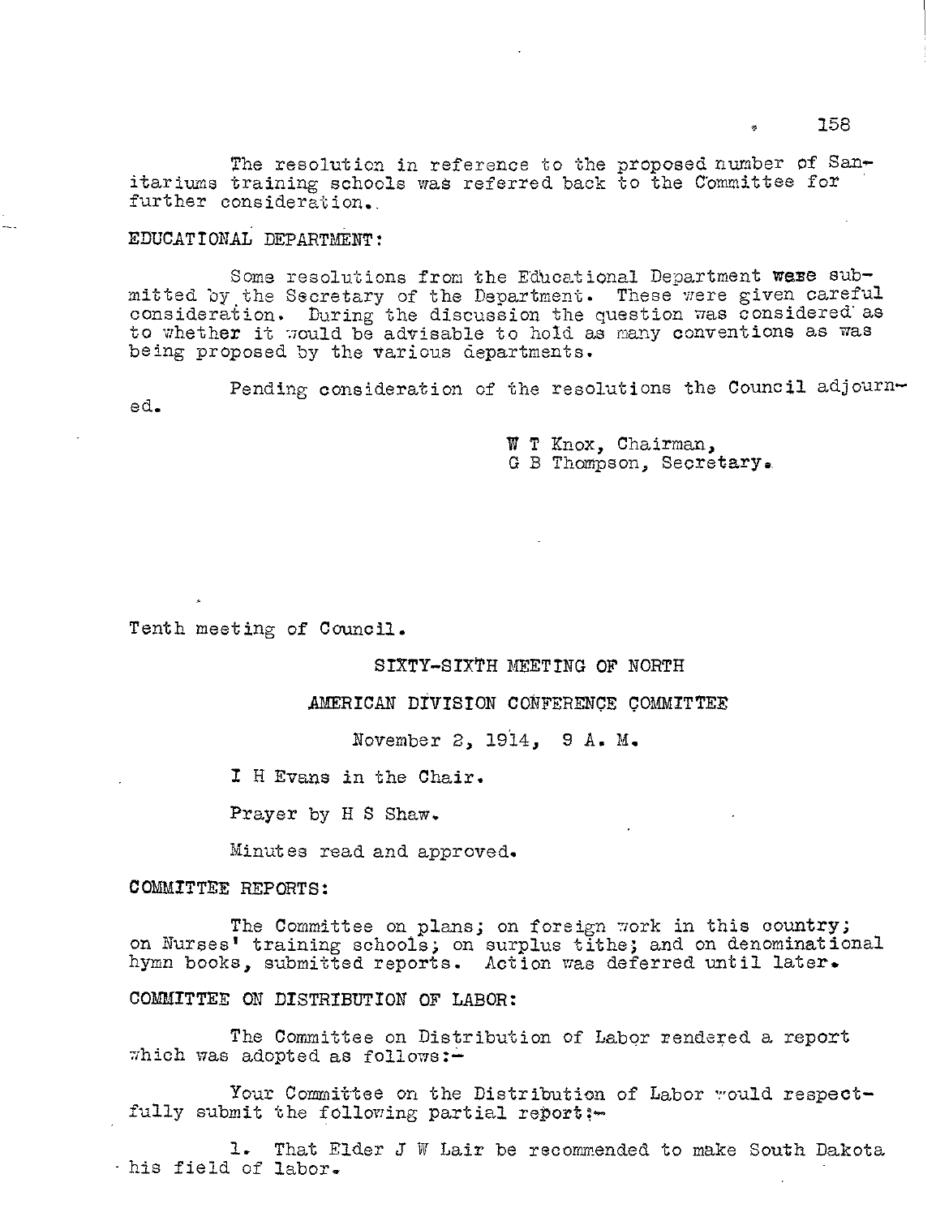The resolution in reference to the proposed number of Sanitariums training schools was referred back to the Committee for further consideration.

EDUCATIONAL DEPARTMENT:

Some resolutions from the Educational Department were submitted by the Secretary of the Department. These were given careful consideration. During the discussion the question was considered as to whether it would be advisable to hold as many conventions as was being proposed by the various departments.

Pending consideration of the resolutions the Council adjourned.

W T Knox, Chairman,
G B Thompson, Secretary.

Tenth meeting of Council.

SIXTY-SIXTH MEETING OF NORTH

AMERICAN DIVISION CONFERENCE COMMITTEE

November 2, 1914, 9 A. M.

I H Evans in the Chair.

Prayer by H S Shaw.

Minutes read and approved.

COMMITTEE REPORTS:

The Committee on plans; on foreign work in this country; on Nurses' training schools; on surplus tithe; and on denominational hymn books, submitted reports. Action was deferred until later.

COMMITTEE ON DISTRIBUTION OF LABOR:

The Committee on Distribution of Labor rendered a report which was adopted as follows:-

Your Committee on the Distribution of Labor would respectfully submit the following partial report:-

1. That Elder J W Lair be recommended to make South Dakota his field of labor.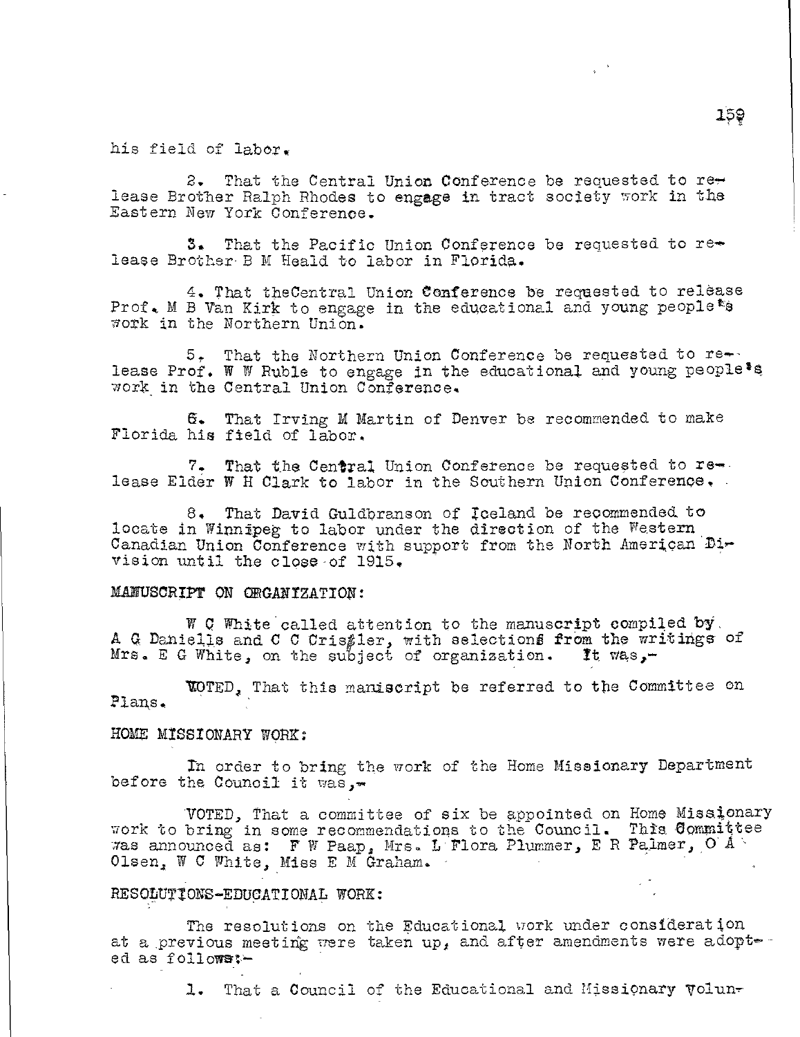his field of labor.

2. That the Central Union Conference be requested to release Brother Ralph Rhodes to engage in tract society work in the Eastern New York Conference.

3. That the Pacific Union Conference be requested to release Brother B M Heald to labor in Florida.

4. That theCentral Union Conference be requested to release Prof. M B Van Kirk to engage in the educational and young people's work in the Northern Union.

5. That the Northern Union Conference be requested to release Prof. W W Ruble to engage in the educational and young people's work in the Central Union Conference.

6. That Irving M Martin of Denver be recommended to make Florida his field of labor.

7. That the Central Union Conference be requested to release Elder W H Clark to labor in the Southern Union Conference.

8. That David Guldbranson of Iceland be recommended to locate in Winnipeg to labor under the direction of the Western Canadian Union Conference with support from the North American Division until the close of 1915.

MANUSCRIPT ON ORGANIZATION:

W C White called attention to the manuscript compiled by A G Daniells and C C Crisler, with selections from the writings of Mrs. E G White, on the subject of organization. It was,-

VOTED, That this manuscript be referred to the Committee on Plans.

HOME MISSIONARY WORK:

In order to bring the work of the Home Missionary Department before the Council it was,-

VOTED, That a committee of six be appointed on Home Missionary work to bring in some recommendations to the Council. This Committee was announced as: F W Paap, Mrs. L Flora Plummer, E R Palmer, O A Olsen, W C White, Miss E M Graham.

RESOLUTIONS-EDUCATIONAL WORK:

The resolutions on the Educational work under consideration at a previous meeting were taken up, and after amendments were adopted as follows:-

1. That a Council of the Educational and Missionary Volun-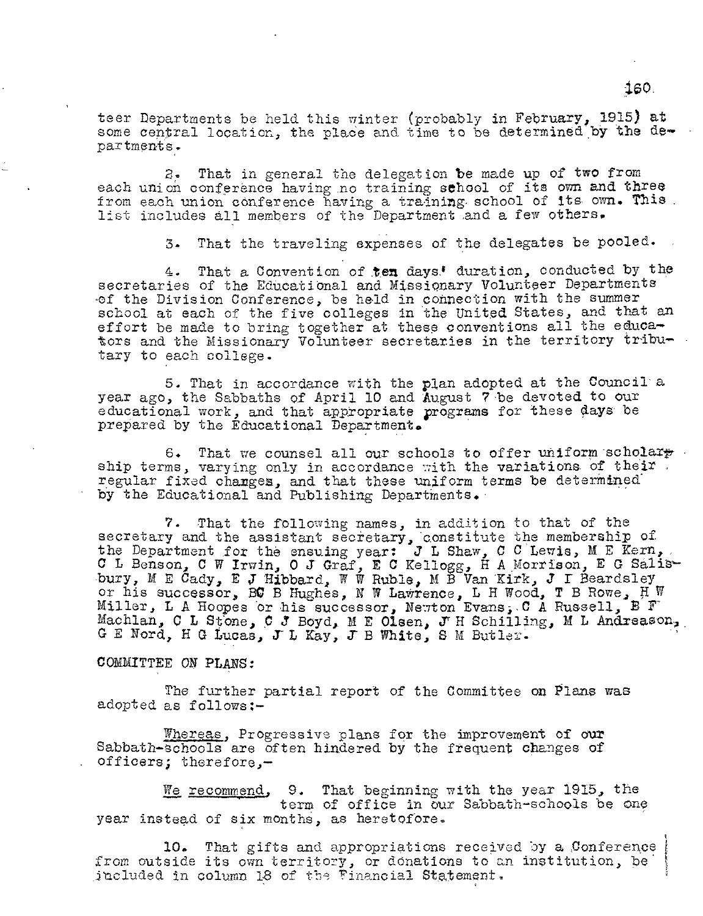teer Departments be held this winter (probably in February, 1915) at some central location, the place and time to be determined by the departments.

2. That in general the delegation be made up of two from each union conference having no training school of its own and three from each union conference having a training school of its own. This list includes all members of the Department and a few others.

3. That the traveling expenses of the delegates be pooled.

4. That a Convention of ten days' duration, conducted by the secretaries of the Educational and Missionary Volunteer Departments of the Division Conference, be held in connection with the summer school at each of the five colleges in the United States, and that an effort be made to bring together at these conventions all the educators and the Missionary Volunteer secretaries in the territory tributary to each college.

5. That in accordance with the plan adopted at the Council a year ago, the Sabbaths of April 10 and August 7 be devoted to our educational work, and that appropriate programs for these days be prepared by the Educational Department.

6. That we counsel all our schools to offer uniform scholarship terms, varying only in accordance with the variations of their regular fixed charges, and that these uniform terms be determined by the Educational and Publishing Departments.

7. That the following names, in addition to that of the secretary and the assistant secretary, constitute the membership of the Department for the ensuing year: J L Shaw, C C Lewis, M E Kern, C L Benson, C W Irwin, O J Graf, E C Kellogg, H A Morrison, E G Salisbury, M E Cady, E J Hibbard, W W Ruble, M B Van Kirk, J I Beardsley or his successor, BC B Hughes, N W Lawrence, L H Wood, T B Rowe, H W Miller, L A Hoopes or his successor, Newton Evans, C A Russell, B F Machlan, C L Stone, C J Boyd, M E Olsen, J H Schilling, M L Andreason, G E Nord, H G Lucas, J L Kay, J B White, S M Butler.

COMMITTEE ON PLANS:

The further partial report of the Committee on Plans was adopted as follows:-

Whereas, Progressive plans for the improvement of our Sabbath-schools are often hindered by the frequent changes of officers; therefore,-

We recommend, 9. That beginning with the year 1915, the term of office in our Sabbath-schools be one year instead of six months, as heretofore.

10. That gifts and appropriations received by a Conference from outside its own territory, or donations to an institution, be included in column 18 of the Financial Statement.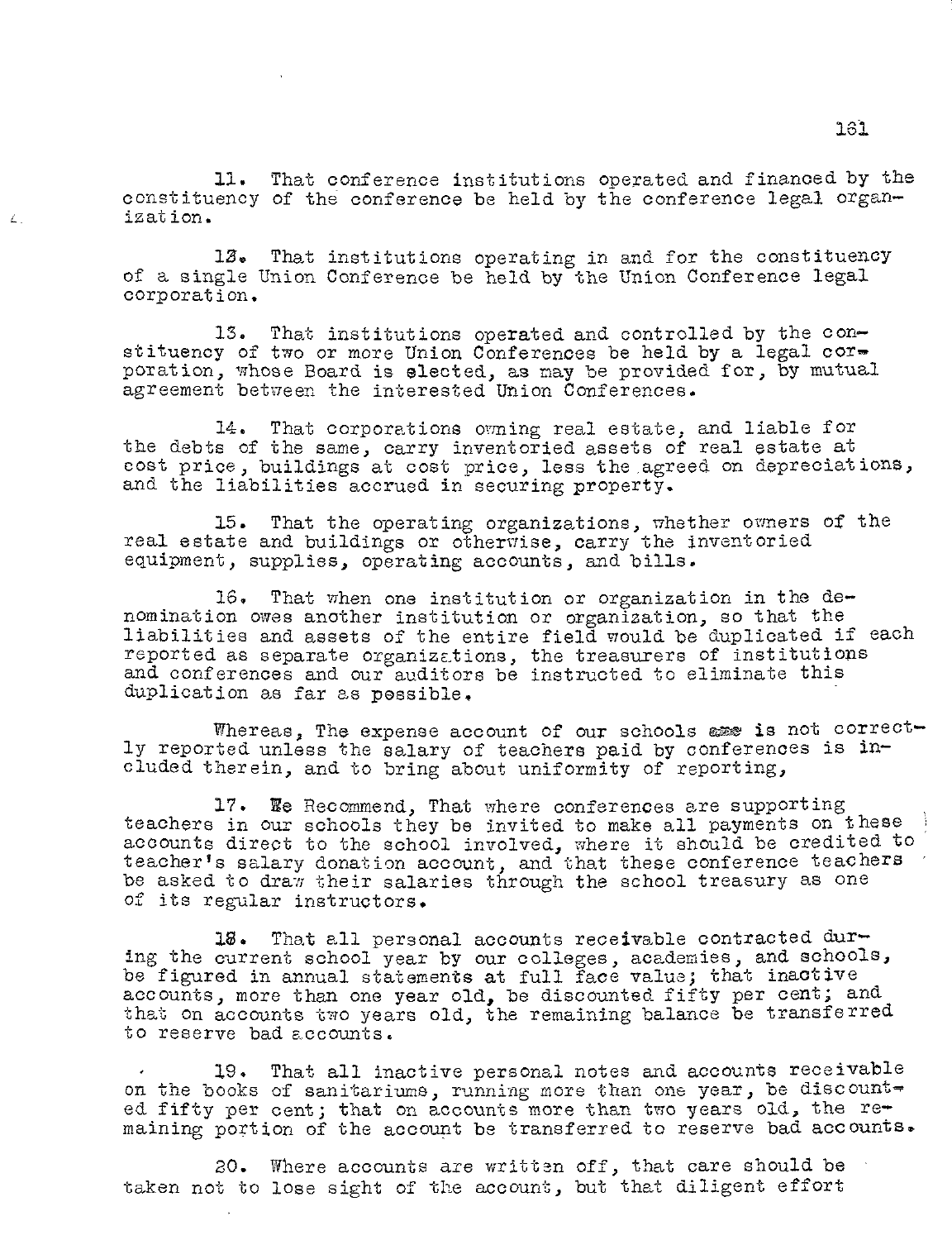11. That conference institutions operated and financed by the constituency of the conference be held by the conference legal organization.

12. That institutions operating in and for the constituency of a single Union Conference be held by the Union Conference legal corporation.

13. That institutions operated and controlled by the constituency of two or more Union Conferences be held by a legal corporation, whose Board is elected, as may be provided for, by mutual agreement between the interested Union Conferences.

14. That corporations owning real estate, and liable for the debts of the same, carry inventoried assets of real estate at cost price, buildings at cost price, less the agreed on depreciations, and the liabilities accrued in securing property.

15. That the operating organizations, whether owners of the real estate and buildings or otherwise, carry the inventoried equipment, supplies, operating accounts, and bills.

16. That when one institution or organization in the denomination owes another institution or organization, so that the liabilities and assets of the entire field would be duplicated if each reported as separate organizations, the treasurers of institutions and conferences and our auditors be instructed to eliminate this duplication as far as possible.

Whereas, The expense account of our schools is not correctly reported unless the salary of teachers paid by conferences is included therein, and to bring about uniformity of reporting,

17. We Recommend, That where conferences are supporting teachers in our schools they be invited to make all payments on these accounts direct to the school involved, where it should be credited to teacher's salary donation account, and that these conference teachers be asked to draw their salaries through the school treasury as one of its regular instructors.

18. That all personal accounts receivable contracted during the current school year by our colleges, academies, and schools, be figured in annual statements at full face value; that inactive accounts, more than one year old, be discounted fifty per cent; and that on accounts two years old, the remaining balance be transferred to reserve bad accounts.

19. That all inactive personal notes and accounts receivable on the books of sanitariums, running more than one year, be discounted fifty per cent; that on accounts more than two years old, the remaining portion of the account be transferred to reserve bad accounts.

20. Where accounts are written off, that care should be taken not to lose sight of the account, but that diligent effort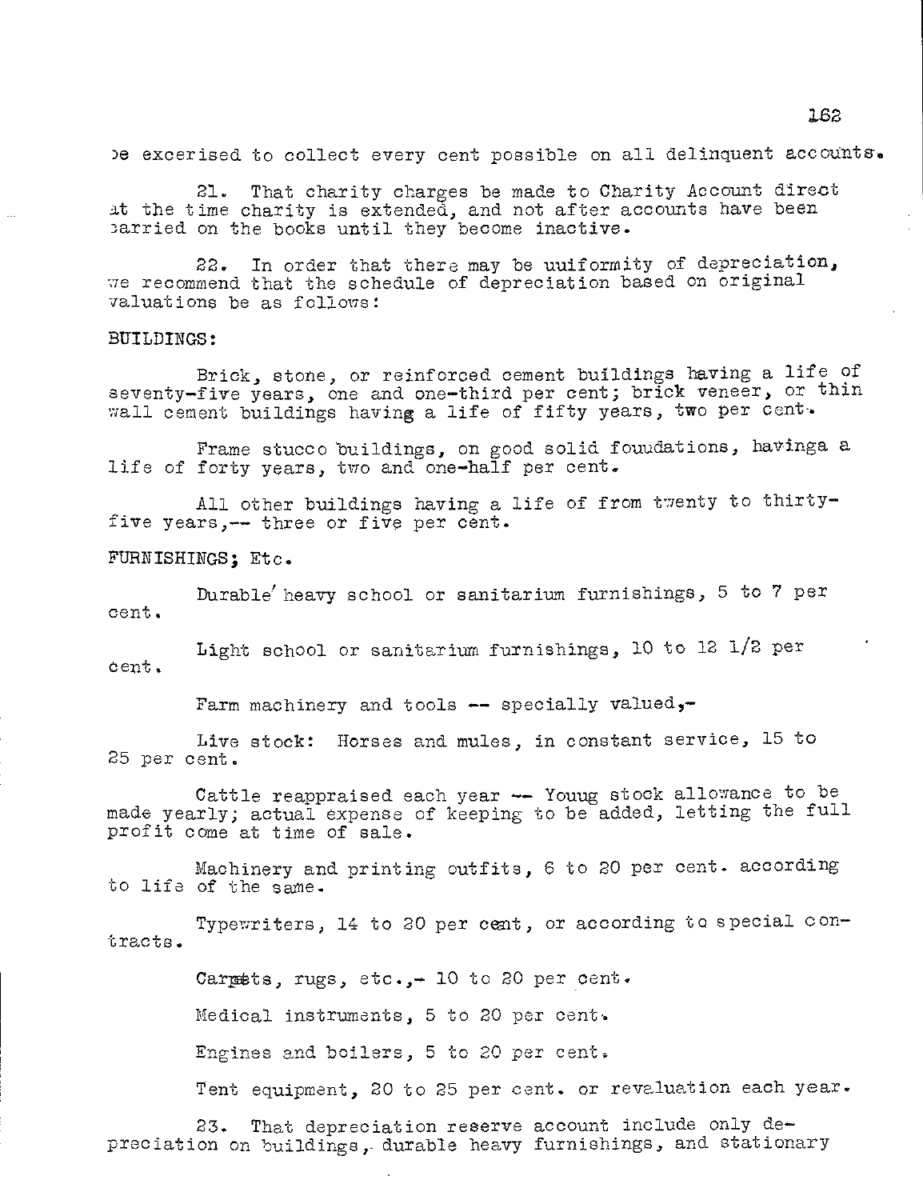be excerised to collect every cent possible on all delinquent accounts.

21. That charity charges be made to Charity Account direct at the time charity is extended, and not after accounts have been carried on the books until they become inactive.

22. In order that there may be uniformity of depreciation, we recommend that the schedule of depreciation based on original valuations be as follows:

BUILDINGS:

Brick, stone, or reinforced cement buildings having a life of seventy-five years, one and one-third per cent; brick veneer, or thin wall cement buildings having a life of fifty years, two per cent.

Frame stucco buildings, on good solid fouudations, havinga a life of forty years, two and one-half per cent.

All other buildings having a life of from twenty to thirty-five years,-- three or five per cent.

FURNISHINGS; Etc.

Durable heavy school or sanitarium furnishings, 5 to 7 per cent.

Light school or sanitarium furnishings, 10 to 12 1/2 per cent.

Farm machinery and tools -- specially valued,-

Live stock: Horses and mules, in constant service, 15 to 25 per cent.

Cattle reappraised each year -- Youug stock allowance to be made yearly; actual expense of keeping to be added, letting the full profit come at time of sale.

Machinery and printing outfits, 6 to 20 per cent. according to life of the same.

Typewriters, 14 to 20 per cent, or according to special contracts.

Carpets, rugs, etc.,- 10 to 20 per cent.

Medical instruments, 5 to 20 per cent.

Engines and boilers, 5 to 20 per cent.

Tent equipment, 20 to 25 per cent. or revaluation each year.

23. That depreciation reserve account include only depreciation on buildings, durable heavy furnishings, and stationary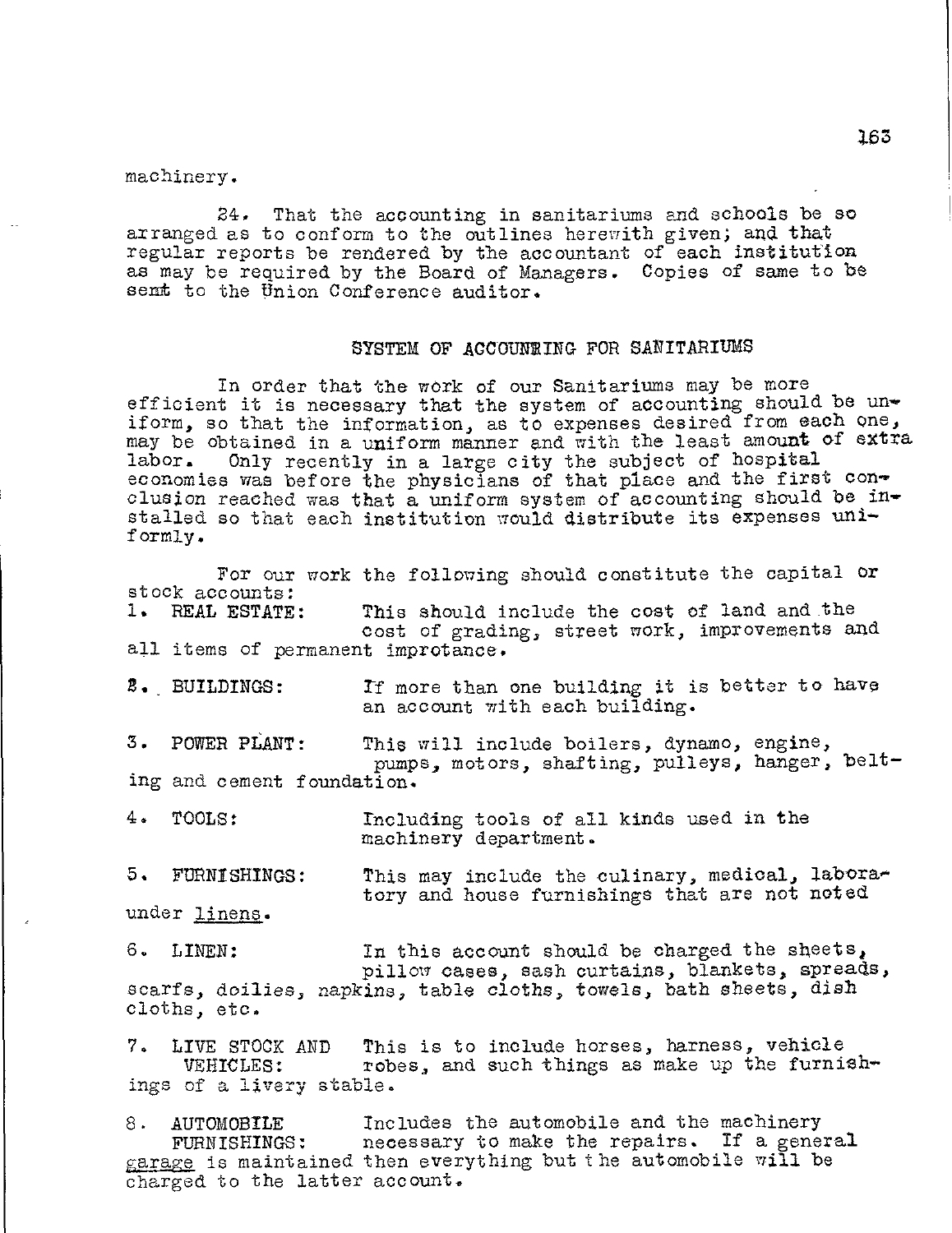machinery.

24. That the accounting in sanitariums and schools be so arranged as to conform to the outlines herewith given; and that regular reports be rendered by the accountant of each institution as may be required by the Board of Managers. Copies of same to be sent to the Union Conference auditor.

## SYSTEM OF ACCOUNRING FOR SANITARIUMS

In order that the work of our Sanitariums may be more efficient it is necessary that the system of accounting should be uniform, so that the information, as to expenses desired from each one, may be obtained in a uniform manner and with the least amount of extra labor. Only recently in a large city the subject of hospital economies was before the physicians of that place and the first conclusion reached was that a uniform system of accounting should be installed so that each institution would distribute its expenses uniformly.

For our work the following should constitute the capital or stock accounts:

1. REAL ESTATE: This should include the cost of land and the cost of grading, street work, improvements and all items of permanent improtance.

2. BUILDINGS: If more than one building it is better to have an account with each building.

3. POWER PLANT: This will include boilers, dynamo, engine, pumps, motors, shafting, pulleys, hanger, belting and cement foundation.

4. TOOLS: Including tools of all kinds used in the machinery department.

5. FURNISHINGS: This may include the culinary, medical, laboratory and house furnishings that are not noted under <u>linens</u>.

6. LINEN: In this account should be charged the sheets, pillow cases, sash curtains, blankets, spreads, scarfs, doilies, napkins, table cloths, towels, bath sheets, dish cloths, etc.

7. LIVE STOCK AND VEHICLES: This is to include horses, harness, vehicle robes, and such things as make up the furnishings of a livery stable.

8. AUTOMOBILE FURNISHINGS: Includes the automobile and the machinery necessary to make the repairs. If a general <u>garage</u> is maintained then everything but the automobile will be charged to the latter account.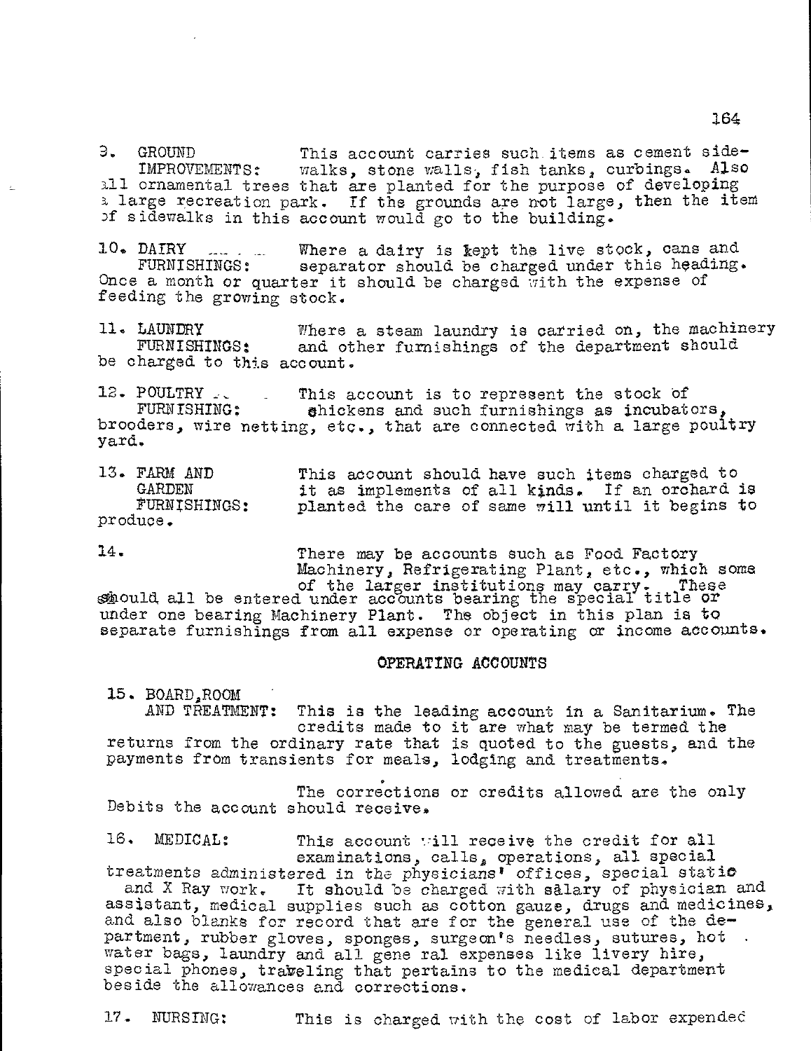9. GROUND IMPROVEMENTS: This account carries such items as cement side-walks, stone walls, fish tanks, curbings. Also all ornamental trees that are planted for the purpose of developing a large recreation park. If the grounds are not large, then the item of sidewalks in this account would go to the building.

10. DAIRY FURNISHINGS: Where a dairy is kept the live stock, cans and separator should be charged under this heading. Once a month or quarter it should be charged with the expense of feeding the growing stock.

11. LAUNDRY FURNISHINGS: Where a steam laundry is carried on, the machinery and other furnishings of the department should be charged to this account.

12. POULTRY FURNISHING: This account is to represent the stock of chickens and such furnishings as incubators, brooders, wire netting, etc., that are connected with a large poultry yard.

13. FARM AND GARDEN FURNISHINGS: This account should have such items charged to it as implements of all kinds. If an orchard is planted the care of same will until it begins to produce.

14. There may be accounts such as Food Factory Machinery, Refrigerating Plant, etc., which some of the larger institutions may carry. These should all be entered under accounts bearing the special title or under one bearing Machinery Plant. The object in this plan is to separate furnishings from all expense or operating or income accounts.

## OPERATING ACCOUNTS

15. BOARD, ROOM AND TREATMENT: This is the leading account in a Sanitarium. The credits made to it are what may be termed the returns from the ordinary rate that is quoted to the guests, and the payments from transients for meals, lodging and treatments.

The corrections or credits allowed are the only Debits the account should receive.

16. MEDICAL: This account will receive the credit for all examinations, calls, operations, all special treatments administered in the physicians' offices, special static and X Ray work. It should be charged with salary of physician and assistant, medical supplies such as cotton gauze, drugs and medicines, and also blanks for record that are for the general use of the department, rubber gloves, sponges, surgeon's needles, sutures, hot water bags, laundry and all general expenses like livery hire, special phones, traveling that pertains to the medical department beside the allowances and corrections.

17. NURSING: This is charged with the cost of labor expended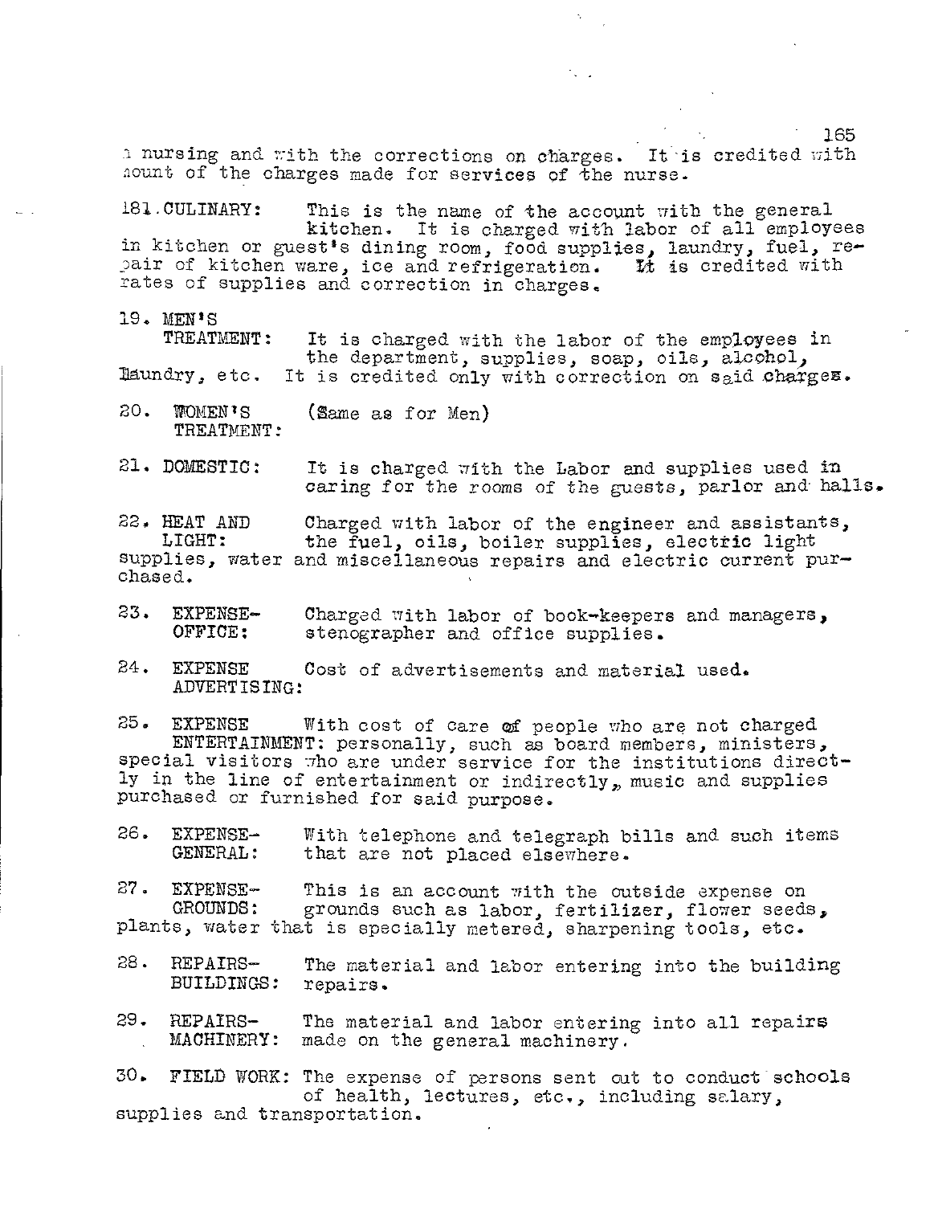n nursing and with the corrections on charges. It is credited with nount of the charges made for services of the nurse.

181.CULINARY: This is the name of the account with the general kitchen. It is charged with labor of all employees in kitchen or guest's dining room, food supplies, laundry, fuel, repair of kitchen ware, ice and refrigeration. It is credited with rates of supplies and correction in charges.

19. MEN'S TREATMENT: It is charged with the labor of the employees in the department, supplies, soap, oils, alcohol, laundry, etc. It is credited only with correction on said charges.

20. WOMEN'S TREATMENT: (Same as for Men)

21. DOMESTIC: It is charged with the Labor and supplies used in caring for the rooms of the guests, parlor and halls.

22. HEAT AND LIGHT: Charged with labor of the engineer and assistants, the fuel, oils, boiler supplies, electric light supplies, water and miscellaneous repairs and electric current purchased.

23. EXPENSE-OFFICE: Charged with labor of book-keepers and managers, stenographer and office supplies.

24. EXPENSE ADVERTISING: Cost of advertisements and material used.

25. EXPENSE ENTERTAINMENT: With cost of care of people who are not charged personally, such as board members, ministers, special visitors who are under service for the institutions directly in the line of entertainment or indirectly, music and supplies purchased or furnished for said purpose.

26. EXPENSE-GENERAL: With telephone and telegraph bills and such items that are not placed elsewhere.

27. EXPENSE-GROUNDS: This is an account with the outside expense on grounds such as labor, fertilizer, flower seeds, plants, water that is specially metered, sharpening tools, etc.

28. REPAIRS-BUILDINGS: The material and labor entering into the building repairs.

29. REPAIRS-MACHINERY: The material and labor entering into all repairs made on the general machinery.

30. FIELD WORK: The expense of persons sent out to conduct schools of health, lectures, etc., including salary, supplies and transportation.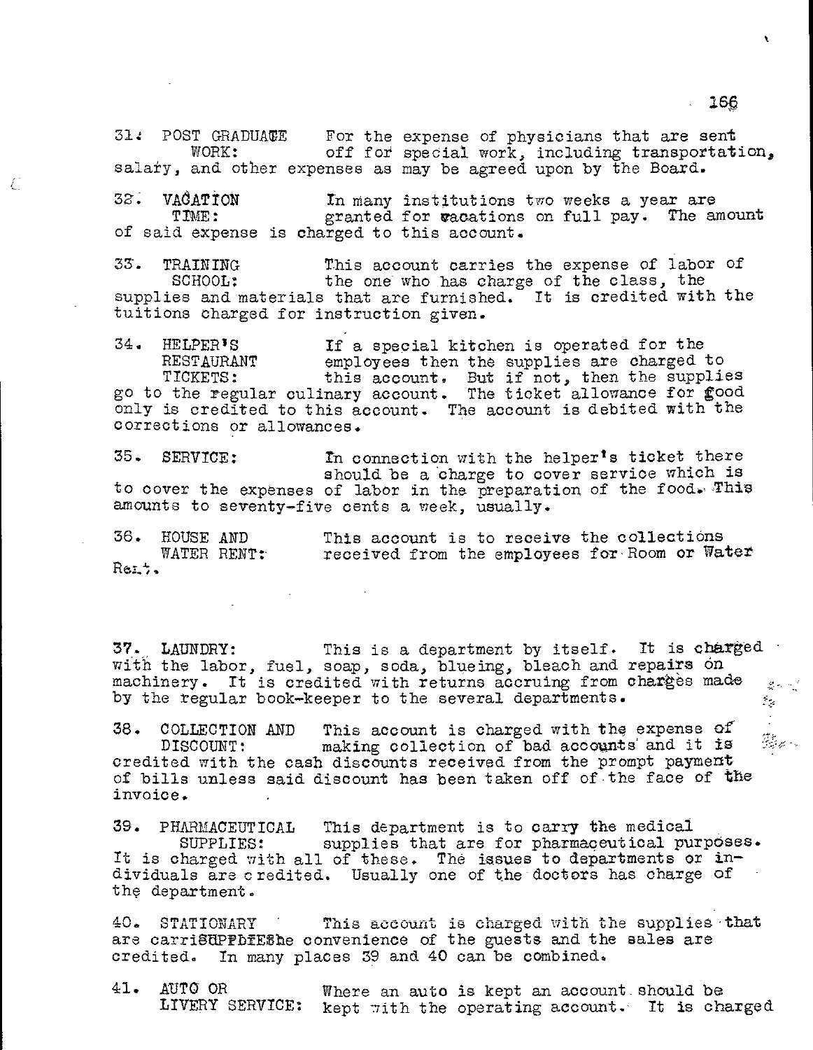31. POST GRADUATE WORK: For the expense of physicians that are sent off for special work, including transportation, salary, and other expenses as may be agreed upon by the Board.

32. VACATION TIME: In many institutions two weeks a year are granted for vacations on full pay. The amount of said expense is charged to this account.

33. TRAINING SCHOOL: This account carries the expense of labor of the one who has charge of the class, the supplies and materials that are furnished. It is credited with the tuitions charged for instruction given.

34. HELPER'S RESTAURANT TICKETS: If a special kitchen is operated for the employees then the supplies are charged to this account. But if not, then the supplies go to the regular culinary account. The ticket allowance for food only is credited to this account. The account is debited with the corrections or allowances.

35. SERVICE: In connection with the helper's ticket there should be a charge to cover service which is to cover the expenses of labor in the preparation of the food. This amounts to seventy-five cents a week, usually.

36. HOUSE AND WATER RENT: This account is to receive the collections received from the employees for Room or Water Rent.

37. LAUNDRY: This is a department by itself. It is charged with the labor, fuel, soap, soda, blueing, bleach and repairs on machinery. It is credited with returns accruing from charges made by the regular book-keeper to the several departments.

38. COLLECTION AND DISCOUNT: This account is charged with the expense of making collection of bad accounts and it is credited with the cash discounts received from the prompt payment of bills unless said discount has been taken off of the face of the invoice.

39. PHARMACEUTICAL SUPPLIES: This department is to carry the medical supplies that are for pharmaceutical purposes. It is charged with all of these. The issues to departments or individuals are credited. Usually one of the doctors has charge of the department.

40. STATIONARY SUPPLIES: This account is charged with the supplies that are carried for the convenience of the guests and the sales are credited. In many places 39 and 40 can be combined.

41. AUTO OR LIVERY SERVICE: Where an auto is kept an account should be kept with the operating account. It is charged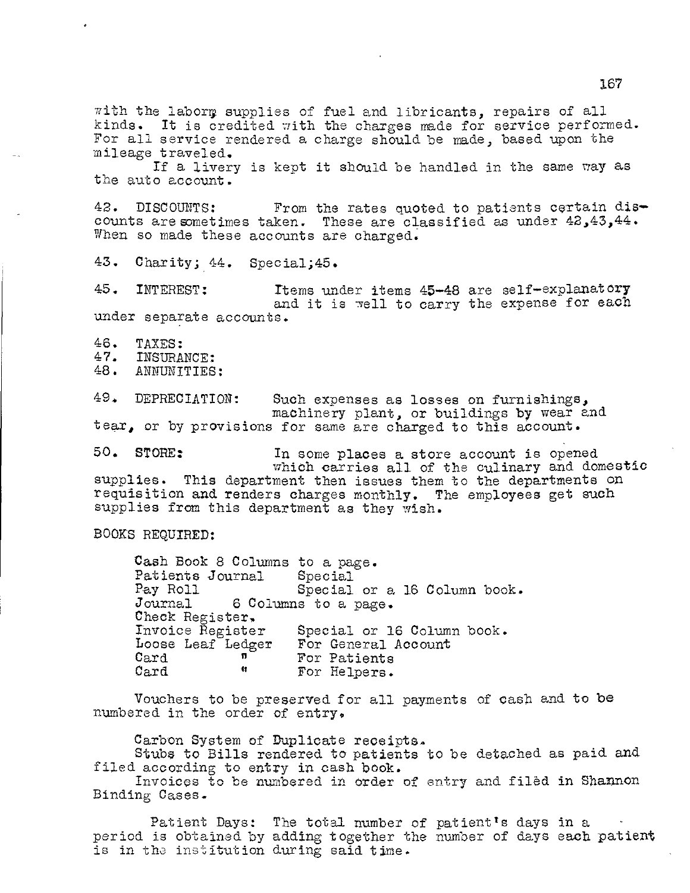with the laborg supplies of fuel and libricants, repairs of all kinds. It is credited with the charges made for service performed. For all service rendered a charge should be made, based upon the mileage traveled.

If a livery is kept it should be handled in the same way as the auto account.

42. DISCOUNTS: From the rates quoted to patients certain discounts are sometimes taken. These are classified as under 42,43,44. When so made these accounts are charged.

43. Charity; 44. Special;45.

45. INTEREST: Items under items 45-48 are self-explanatory and it is well to carry the expense for each under separate accounts.

46. TAXES:
47. INSURANCE:
48. ANNUNITIES:

49. DEPRECIATION: Such expenses as losses on furnishings, machinery plant, or buildings by wear and tear, or by provisions for same are charged to this account.

50. STORE: In some places a store account is opened which carries all of the culinary and domestic supplies. This department then issues them to the departments on requisition and renders charges monthly. The employees get such supplies from this department as they wish.

BOOKS REQUIRED:

| | |
|---|---|
| Cash Book 8 Columns to a page. | |
| Patients Journal | Special |
| Pay Roll | Special or a 16 Column book. |
| Journal 6 Columns to a page. | |
| Check Register. | |
| Invoice Register | Special or 16 Column book. |
| Loose Leaf Ledger | For General Account |
| Card " | For Patients |
| Card " | For Helpers. |

Vouchers to be preserved for all payments of cash and to be numbered in the order of entry.

Carbon System of Duplicate receipts.

Stubs to Bills rendered to patients to be detached as paid and filed according to entry in cash book.

Invoices to be numbered in order of entry and filed in Shannon Binding Cases.

Patient Days: The total number of patient's days in a period is obtained by adding together the number of days each patient is in the institution during said time.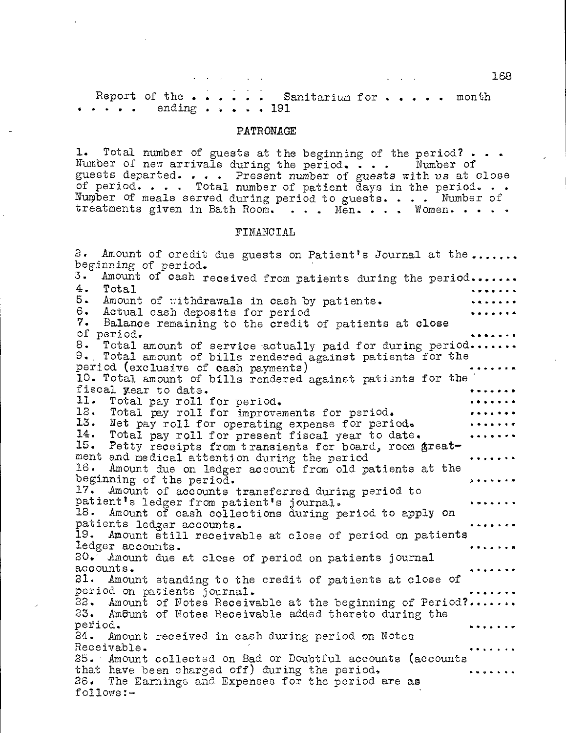Report of the . . . . . . Sanitarium for . . . . . month . . . . . ending . . . . . 191

## PATRONAGE

1. Total number of guests at the beginning of the period? . . . Number of new arrivals during the period. . . . Number of guests departed. . . . Present number of guests with us at close of period. . . . Total number of patient days in the period. . . Number of meals served during period to guests. . . . Number of treatments given in Bath Room. . . . Men. . . . Women. . . . .

## FINANCIAL

2. Amount of credit due guests on Patient's Journal at the beginning of period. .......
3. Amount of cash received from patients during the period.......
4. Total .......
5. Amount of withdrawals in cash by patients. .......
6. Actual cash deposits for period .......
7. Balance remaining to the credit of patients at close of period. .......
8. Total amount of service actually paid for during period.......
9. Total amount of bills rendered against patients for the period (exclusive of cash payments) .......
10. Total amount of bills rendered against patients for the fiscal year to date. .......
11. Total pay roll for period. .......
12. Total pay roll for improvements for period. .......
13. Net pay roll for operating expense for period. .......
14. Total pay roll for present fiscal year to date. .......
15. Petty receipts from transients for board, room treatment and medical attention during the period .......
16. Amount due on ledger account from old patients at the beginning of the period. .......
17. Amount of accounts transferred during period to patient's ledger from patient's journal. .......
18. Amount of cash collections during period to apply on patients ledger accounts. .......
19. Amount still receivable at close of period on patients ledger accounts. .......
20. Amount due at close of period on patients journal accounts. .......
21. Amount standing to the credit of patients at close of period on patients journal. .......
22. Amount of Notes Receivable at the beginning of Period?.......
23. Amount of Notes Receivable added thereto during the period. .......
24. Amount received in cash during period on Notes Receivable. .......
25. Amount collected on Bad or Doubtful accounts (accounts that have been charged off) during the period, .......
26. The Earnings and Expenses for the period are as follows:-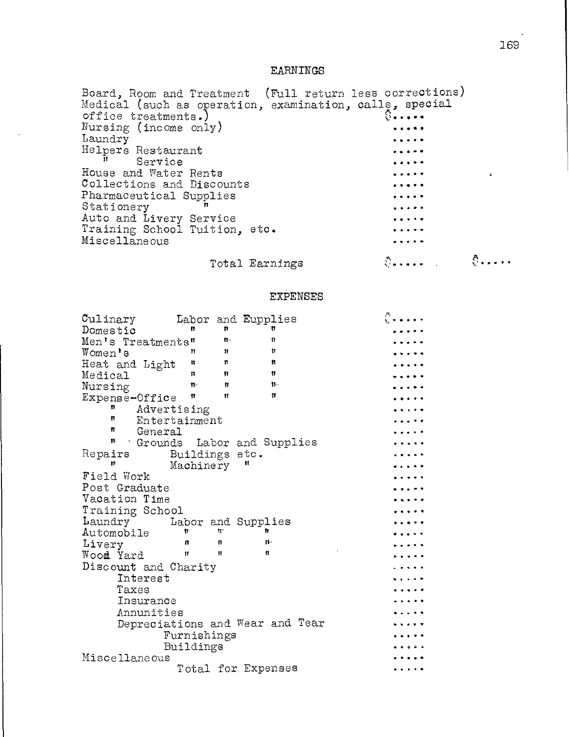## EARNINGS

| | | |
|---|---|---|
| Board, Room and Treatment (Full return less corrections) | | |
| Medical (such as operation, examination, calls, special office treatments.) | $..... | |
| Nursing (income only) | ..... | |
| Laundry | ..... | |
| Helpers Restaurant | ..... | |
| " Service | ..... | |
| House and Water Rents | ..... | |
| Collections and Discounts | ..... | |
| Pharmaceutical Supplies | ..... | |
| Stationery " | ..... | |
| Auto and Livery Service | ..... | |
| Training School Tuition, etc. | ..... | |
| Miscellaneous | ..... | |
| Total Earnings | $..... | $..... |

## EXPENSES

| | |
|---|---|
| Culinary Labor and Eupplies | $..... |
| Domestic " " " | ..... |
| Men's Treatments" " " | ..... |
| Women's " " " | ..... |
| Heat and Light " " " | ..... |
| Medical " " " | ..... |
| Nursing " " " | ..... |
| Expense-Office " " " | ..... |
| " Advertising | ..... |
| " Entertainment | ..... |
| " General | ..... |
| " Grounds Labor and Supplies | ..... |
| Repairs Buildings etc. | ..... |
| " Machinery " | ..... |
| Field Work | ..... |
| Post Graduate | ..... |
| Vacation Time | ..... |
| Training School | ..... |
| Laundry Labor and Supplies | ..... |
| Automobile " " " | ..... |
| Livery " " " | ..... |
| Wood Yard " " " | ..... |
| Discount and Charity | ..... |
| Interest | ..... |
| Taxes | ..... |
| Insurance | ..... |
| Annunities | ..... |
| Depreciations and Wear and Tear | ..... |
| Furnishings | ..... |
| Buildings | ..... |
| Miscellaneous | ..... |
| Total for Expenses | ..... |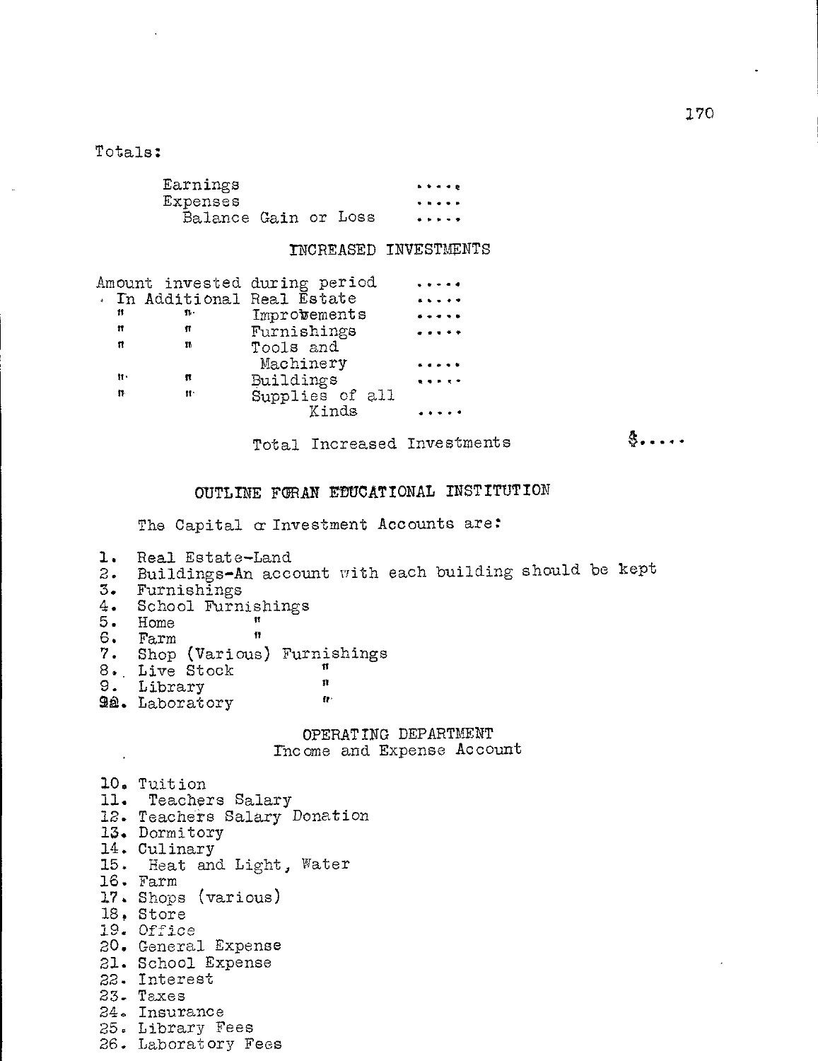Totals:

| | |
|---|---|
| Earnings | ..... |
| Expenses | ..... |
| Balance Gain or Loss | ..... |

INCREASED INVESTMENTS

| | |
|---|---|
| Amount invested during period | ..... |
| In Additional Real Estate | ..... |
| " " Improvements | ..... |
| " " Furnishings | ..... |
| " " Tools and Machinery | ..... |
| " " Buildings | ..... |
| " " Supplies of all Kinds | ..... |

Total Increased Investments $.....

## OUTLINE FOR AN EDUCATIONAL INSTITUTION

The Capital or Investment Accounts are:

1. Real Estate-Land
2. Buildings-An account with each building should be kept
3. Furnishings
4. School Furnishings
5. Home "
6. Farm "
7. Shop (Various) Furnishings
8. Live Stock "
9. Library "
9a. Laboratory "

### OPERATING DEPARTMENT
Income and Expense Account

10. Tuition
11. Teachers Salary
12. Teachers Salary Donation
13. Dormitory
14. Culinary
15. Heat and Light, Water
16. Farm
17. Shops (various)
18. Store
19. Office
20. General Expense
21. School Expense
22. Interest
23. Taxes
24. Insurance
25. Library Fees
26. Laboratory Fees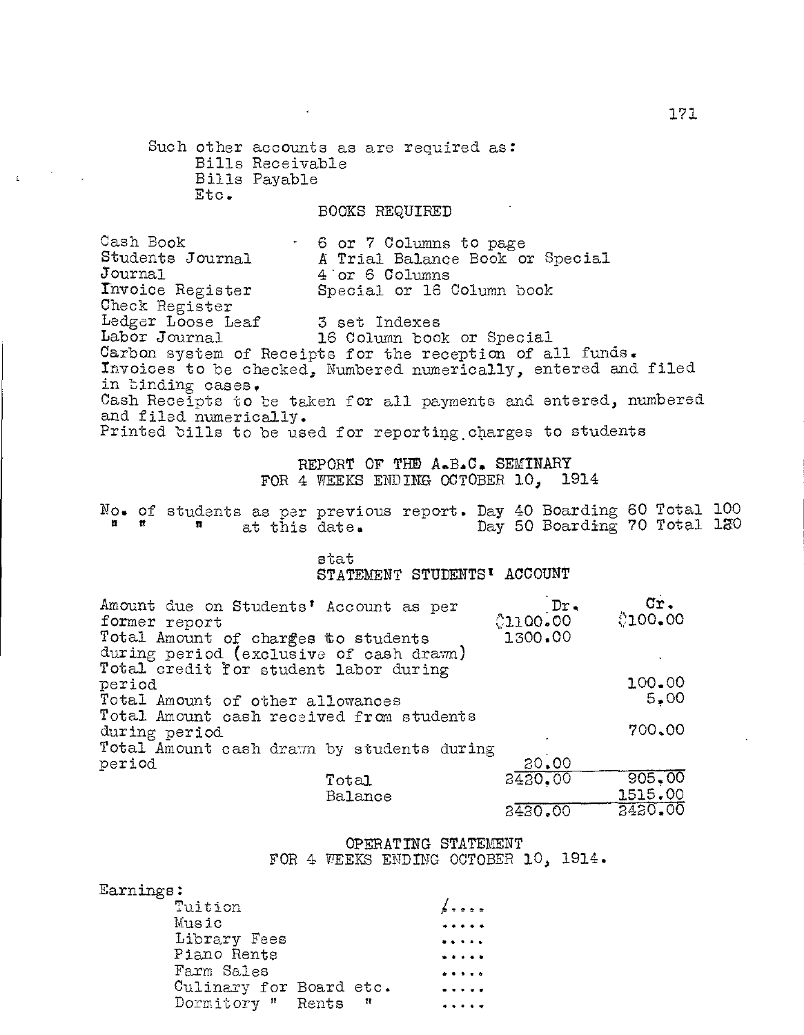Such other accounts as are required as:

- Bills Receivable
- Bills Payable
- Etc.

## BOOKS REQUIRED

| | |
|---|---|
| Cash Book | 6 or 7 Columns to page |
| Students Journal | A Trial Balance Book or Special |
| Journal | 4 or 6 Columns |
| Invoice Register | Special or 16 Column book |
| Check Register | |
| Ledger Loose Leaf | 3 set Indexes |
| Labor Journal | 16 Column book or Special |

Carbon system of Receipts for the reception of all funds.
Invoices to be checked, Numbered numerically, entered and filed in binding cases.
Cash Receipts to be taken for all payments and entered, numbered and filed numerically.
Printed bills to be used for reporting charges to students

## REPORT OF THE A.B.C. SEMINARY
### FOR 4 WEEKS ENDING OCTOBER 10, 1914

No. of students as per previous report. Day 40 Boarding 60 Total 100
" " " at this date. Day 50 Boarding 70 Total 120

stat

### STATEMENT STUDENTS' ACCOUNT

| | Dr. | Cr. |
|---|---|---|
| Amount due on Students' Account as per former report | $1100.00 | $100.00 |
| Total Amount of charges to students during period (exclusive of cash drawn) | 1300.00 | |
| Total credit for student labor during period | | 100.00 |
| Total Amount of other allowances | | 5.00 |
| Total Amount cash received from students during period | | 700.00 |
| Total Amount cash drawn by students during period | 20.00 | |
| Total | 2420.00 | 905.00 |
| Balance | | 1515.00 |
| | 2420.00 | 2420.00 |

## OPERATING STATEMENT
### FOR 4 WEEKS ENDING OCTOBER 10, 1914.

Earnings:

| | |
|---|---|
| Tuition | ..... |
| Music | ..... |
| Library Fees | ..... |
| Piano Rents | ..... |
| Farm Sales | ..... |
| Culinary for Board etc. | ..... |
| Dormitory " Rents " | ..... |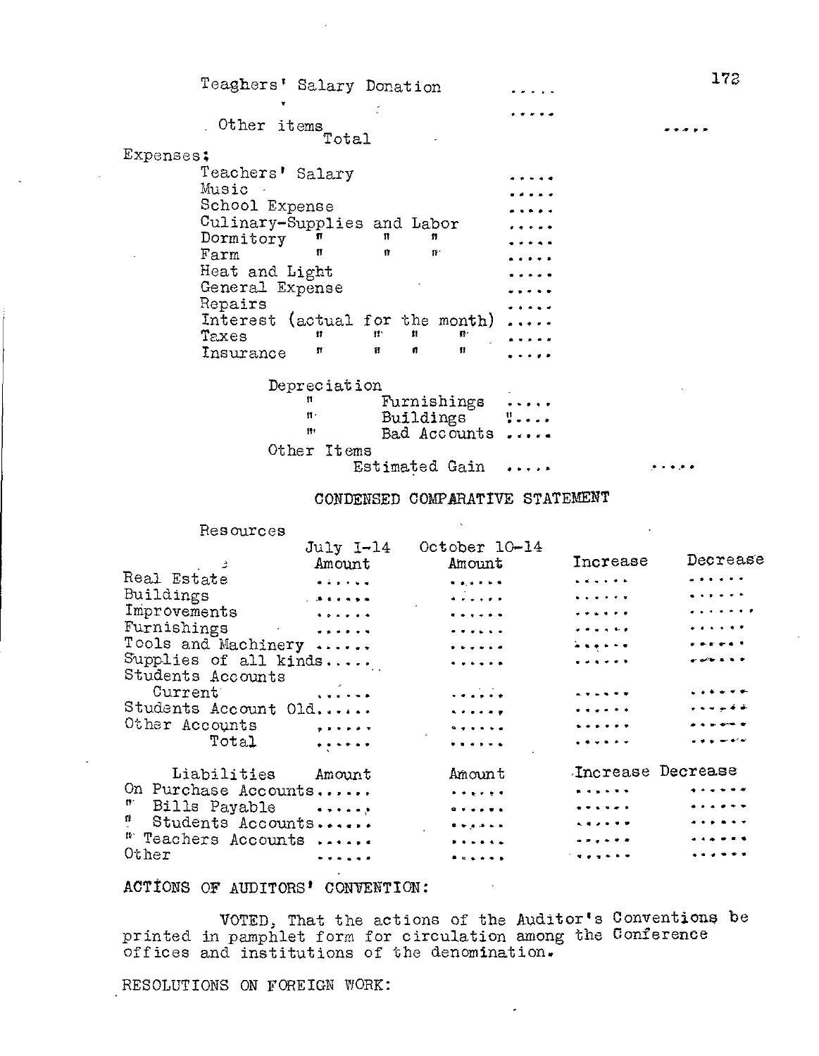Teaghers' Salary Donation .....

.....

Other items
Total .....

Expenses;

| | | |
|---|---|---|
| Teachers' Salary | ..... | |
| Music | ..... | |
| School Expense | ..... | |
| Culinary-Supplies and Labor | ..... | |
| Dormitory " " " | ..... | |
| Farm " " " | ..... | |
| Heat and Light | ..... | |
| General Expense | ..... | |
| Repairs | ..... | |
| Interest (actual for the month) | ..... | |
| Taxes " " " " | ..... | |
| Insurance " " " " | ..... | |
| Depreciation | | |
| " Furnishings | ..... | |
| " Buildings | ..... | |
| " Bad Accounts | ..... | |
| Other Items | | |
| Estimated Gain | ..... | ..... |

CONDENSED COMPARATIVE STATEMENT

| Resources | July 1-14 Amount | October 10-14 Amount | Increase | Decrease |
|---|---|---|---|---|
| Real Estate | ...... | ...... | ...... | ...... |
| Buildings | ...... | ...... | ...... | ...... |
| Improvements | ...... | ...... | ...... | ....... |
| Furnishings | ...... | ...... | ...... | ...... |
| Tools and Machinery | ...... | ...... | ...... | ...... |
| Supplies of all kinds | ...... | ...... | ...... | ...... |
| Students Accounts | | | | |
| Current | ...... | ...... | ...... | ...... |
| Students Account Old | ...... | ...... | ...... | ...... |
| Other Accounts | ...... | ...... | ...... | ...... |
| Total | ...... | ...... | ...... | ...... |

| Liabilities | Amount | Amount | Increase | Decrease |
|---|---|---|---|---|
| On Purchase Accounts | ...... | ...... | ...... | ...... |
| " Bills Payable | ...... | ...... | ...... | ...... |
| " Students Accounts | ...... | ...... | ...... | ...... |
| " Teachers Accounts | ...... | ...... | ...... | ...... |
| Other | ...... | ...... | ...... | ...... |

ACTIONS OF AUDITORS' CONVENTION:

VOTED, That the actions of the Auditor's Conventions be printed in pamphlet form for circulation among the Conference offices and institutions of the denomination.

RESOLUTIONS ON FOREIGN WORK: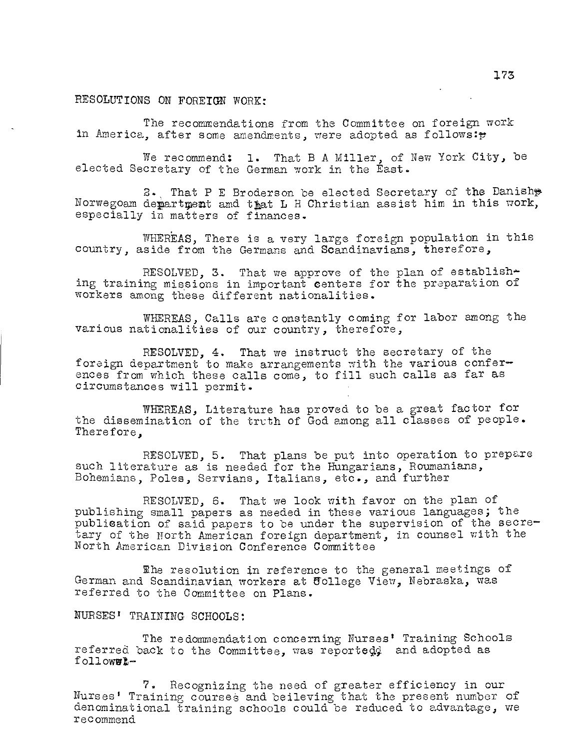RESOLUTIONS ON FOREIGN WORK:

The recommendations from the Committee on foreign work in America, after some amendments, were adopted as follows:

We recommend: 1. That B A Miller, of New York City, be elected Secretary of the German work in the East.

2. That P E Broderson be elected Secretary of the Danish Norwegoam department amd that L H Christian assist him in this work, especially in matters of finances.

WHEREAS, There is a very large foreign population in this country, aside from the Germans and Scandinavians, therefore,

RESOLVED, 3. That we approve of the plan of establishing training missions in important centers for the preparation of workers among these different nationalities.

WHEREAS, Calls are constantly coming for labor among the various nationalities of our country, therefore,

RESOLVED, 4. That we instruct the secretary of the foreign department to make arrangements with the various conferences from which these calls come, to fill such calls as far as circumstances will permit.

WHEREAS, Literature has proved to be a great factor for the dissemination of the truth of God among all classes of people. Therefore,

RESOLVED, 5. That plans be put into operation to prepare such literature as is needed for the Hungarians, Roumanians, Bohemians, Poles, Servians, Italians, etc., and further

RESOLVED, 6. That we look with favor on the plan of publishing small papers as needed in these various languages; the publication of said papers to be under the supervision of the secretary of the North American foreign department, in counsel with the North American Division Conference Committee

The resolution in reference to the general meetings of German and Scandinavian workers at College View, Nebraska, was referred to the Committee on Plans.

NURSES' TRAINING SCHOOLS:

The recommendation concerning Nurses' Training Schools referred back to the Committee, was reported and adopted as follows:-

7. Recognizing the need of greater efficiency in our Nurses' Training courses and beileving that the present number of denominational training schools could be reduced to advantage, we recommend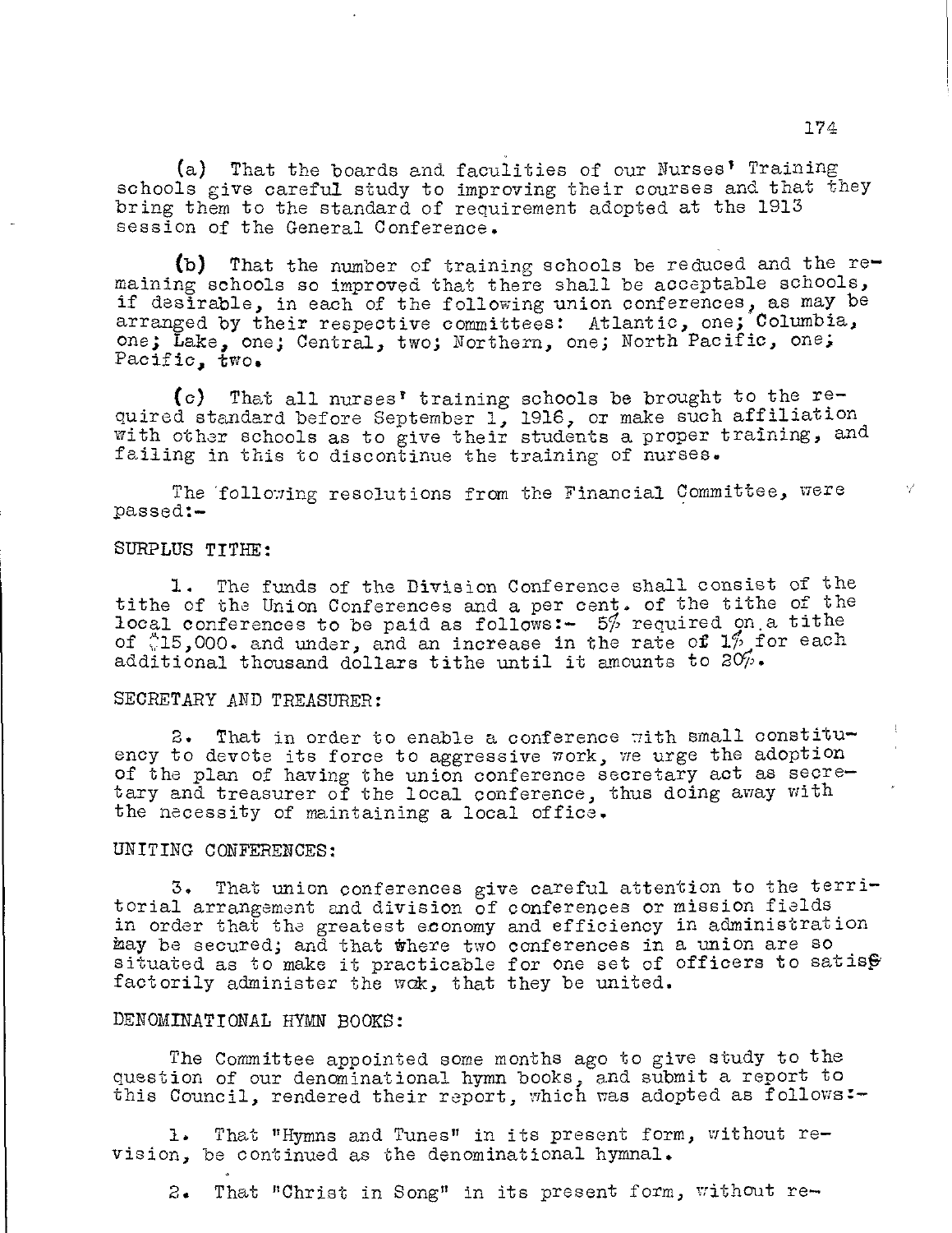(a) That the boards and faculties of our Nurses' Training schools give careful study to improving their courses and that they bring them to the standard of requirement adopted at the 1913 session of the General Conference.

(b) That the number of training schools be reduced and the remaining schools so improved that there shall be acceptable schools, if desirable, in each of the following union conferences, as may be arranged by their respective committees: Atlantic, one; Columbia, one; Lake, one; Central, two; Northern, one; North Pacific, one; Pacific, two.

(c) That all nurses' training schools be brought to the required standard before September 1, 1916, or make such affiliation with other schools as to give their students a proper training, and failing in this to discontinue the training of nurses.

The following resolutions from the Financial Committee, were passed:-

SURPLUS TITHE:

1. The funds of the Division Conference shall consist of the tithe of the Union Conferences and a per cent. of the tithe of the local conferences to be paid as follows:- 5% required on a tithe of $15,000. and under, and an increase in the rate of 1% for each additional thousand dollars tithe until it amounts to 20%.

SECRETARY AND TREASURER:

2. That in order to enable a conference with small constituency to devote its force to aggressive work, we urge the adoption of the plan of having the union conference secretary act as secretary and treasurer of the local conference, thus doing away with the necessity of maintaining a local office.

UNITING CONFERENCES:

3. That union conferences give careful attention to the territorial arrangement and division of conferences or mission fields in order that the greatest economy and efficiency in administration may be secured; and that where two conferences in a union are so situated as to make it practicable for one set of officers to satisfactorily administer the work, that they be united.

DENOMINATIONAL HYMN BOOKS:

The Committee appointed some months ago to give study to the question of our denominational hymn books, and submit a report to this Council, rendered their report, which was adopted as follows:-

1. That "Hymns and Tunes" in its present form, without revision, be continued as the denominational hymnal.

2. That "Christ in Song" in its present form, without re-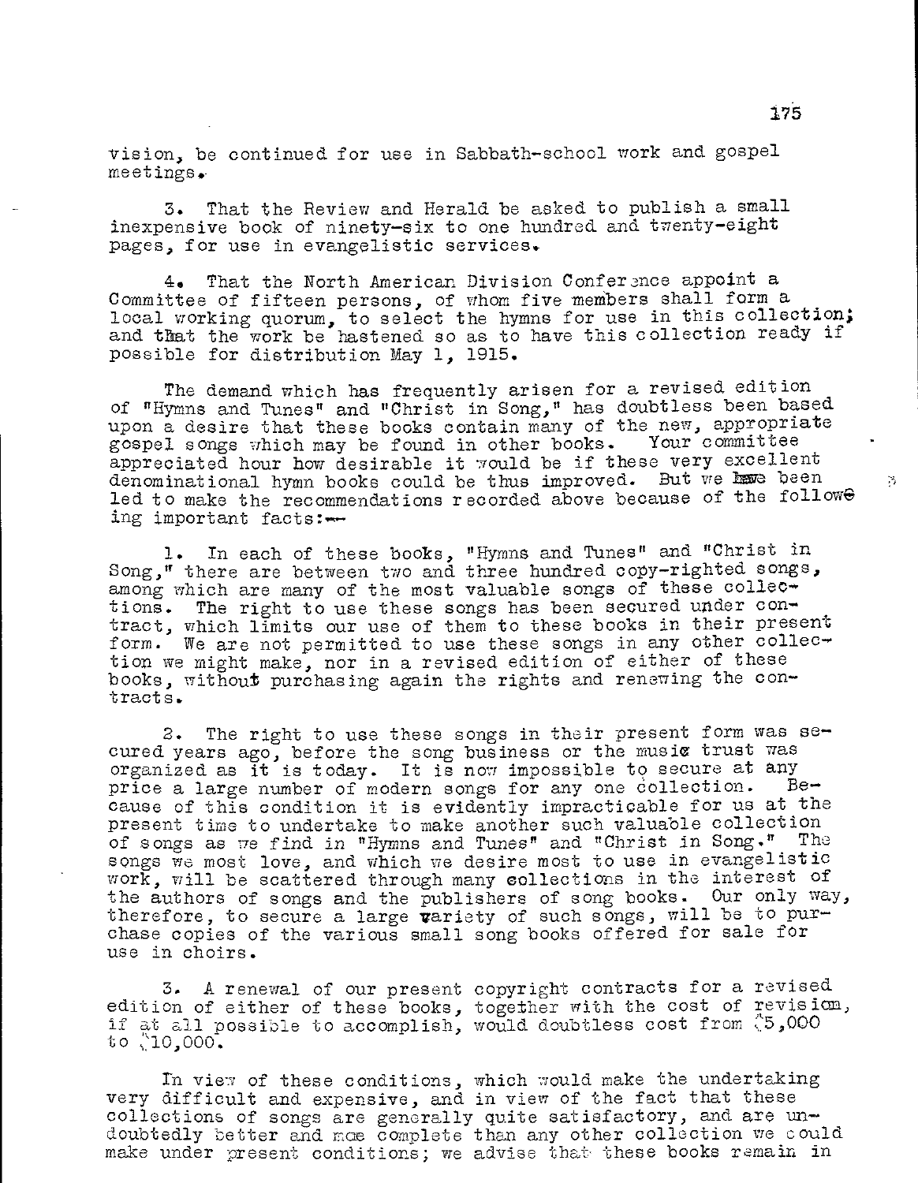vision, be continued for use in Sabbath-school work and gospel meetings.

3. That the Review and Herald be asked to publish a small inexpensive book of ninety-six to one hundred and twenty-eight pages, for use in evangelistic services.

4. That the North American Division Conference appoint a Committee of fifteen persons, of whom five members shall form a local working quorum, to select the hymns for use in this collection; and that the work be hastened so as to have this collection ready if possible for distribution May 1, 1915.

The demand which has frequently arisen for a revised edition of "Hymns and Tunes" and "Christ in Song," has doubtless been based upon a desire that these books contain many of the new, appropriate gospel songs which may be found in other books. Your committee appreciated hour how desirable it would be if these very excellent denominational hymn books could be thus improved. But we have been led to make the recommendations recorded above because of the following important facts:--

1. In each of these books, "Hymns and Tunes" and "Christ in Song," there are between two and three hundred copy-righted songs, among which are many of the most valuable songs of these collections. The right to use these songs has been secured under contract, which limits our use of them to these books in their present form. We are not permitted to use these songs in any other collection we might make, nor in a revised edition of either of these books, without purchasing again the rights and renewing the contracts.

2. The right to use these songs in their present form was secured years ago, before the song business or the music trust was organized as it is today. It is now impossible to secure at any price a large number of modern songs for any one collection. Because of this condition it is evidently impracticable for us at the present time to undertake to make another such valuable collection of songs as we find in "Hymns and Tunes" and "Christ in Song." The songs we most love, and which we desire most to use in evangelistic work, will be scattered through many collections in the interest of the authors of songs and the publishers of song books. Our only way, therefore, to secure a large variety of such songs, will be to purchase copies of the various small song books offered for sale for use in choirs.

3. A renewal of our present copyright contracts for a revised edition of either of these books, together with the cost of revision, if at all possible to accomplish, would doubtless cost from $5,000 to $10,000.

In view of these conditions, which would make the undertaking very difficult and expensive, and in view of the fact that these collections of songs are generally quite satisfactory, and are undoubtedly better and more complete than any other collection we could make under present conditions; we advise that these books remain in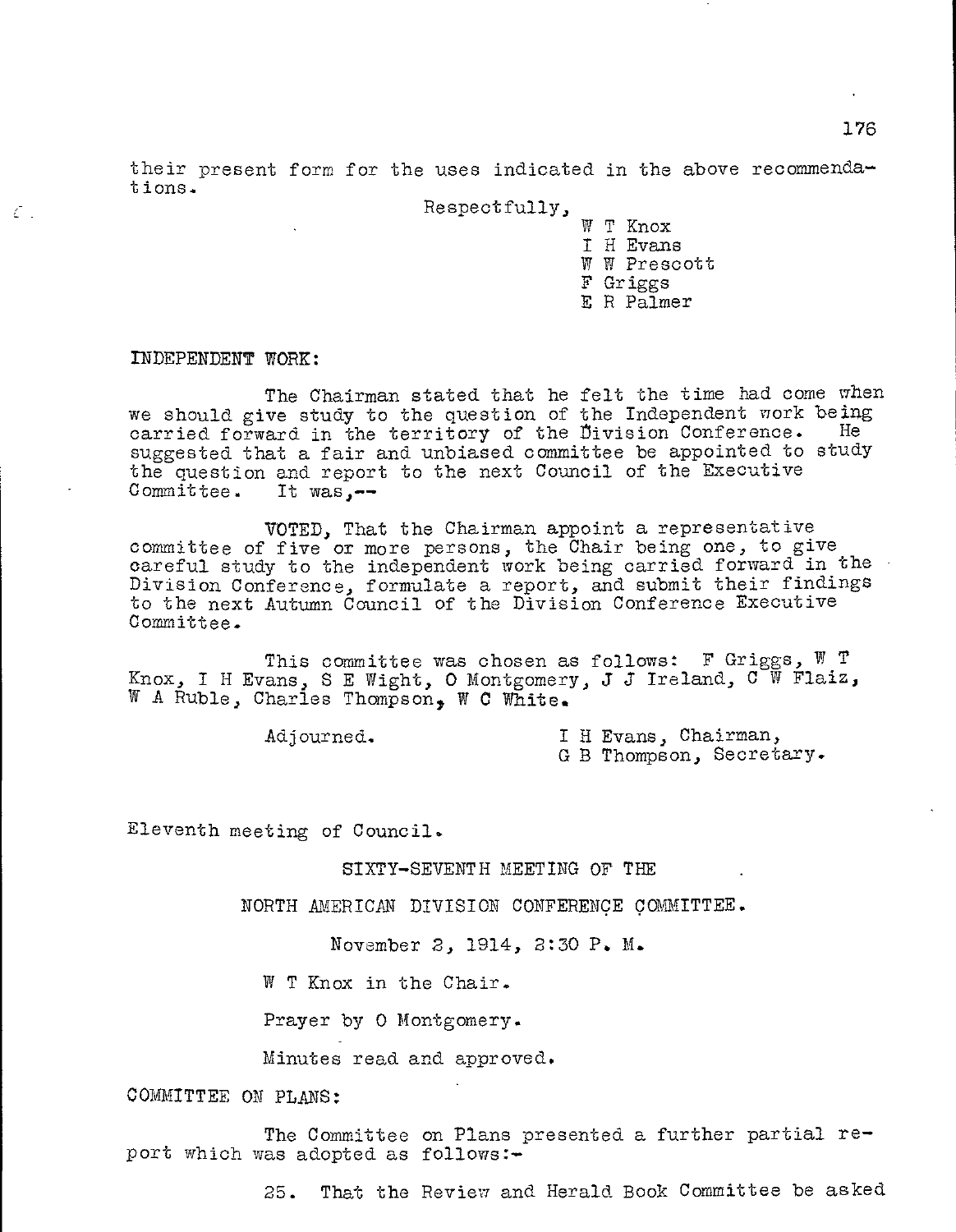their present form for the uses indicated in the above recommendations.

Respectfully,

W T Knox
I H Evans
W W Prescott
F Griggs
E R Palmer

INDEPENDENT WORK:

The Chairman stated that he felt the time had come when we should give study to the question of the Independent work being carried forward in the territory of the Division Conference. He suggested that a fair and unbiased committee be appointed to study the question and report to the next Council of the Executive Committee. It was,--

VOTED, That the Chairman appoint a representative committee of five or more persons, the Chair being one, to give careful study to the independent work being carried forward in the Division Conference, formulate a report, and submit their findings to the next Autumn Council of the Division Conference Executive Committee.

This committee was chosen as follows: F Griggs, W T Knox, I H Evans, S E Wight, O Montgomery, J J Ireland, C W Flaiz, W A Ruble, Charles Thompson, W C White.

Adjourned.

I H Evans, Chairman,
G B Thompson, Secretary.

Eleventh meeting of Council.

SIXTY-SEVENTH MEETING OF THE

NORTH AMERICAN DIVISION CONFERENCE COMMITTEE.

November 2, 1914, 2:30 P. M.

W T Knox in the Chair.

Prayer by O Montgomery.

Minutes read and approved.

COMMITTEE ON PLANS:

The Committee on Plans presented a further partial report which was adopted as follows:-

25. That the Review and Herald Book Committee be asked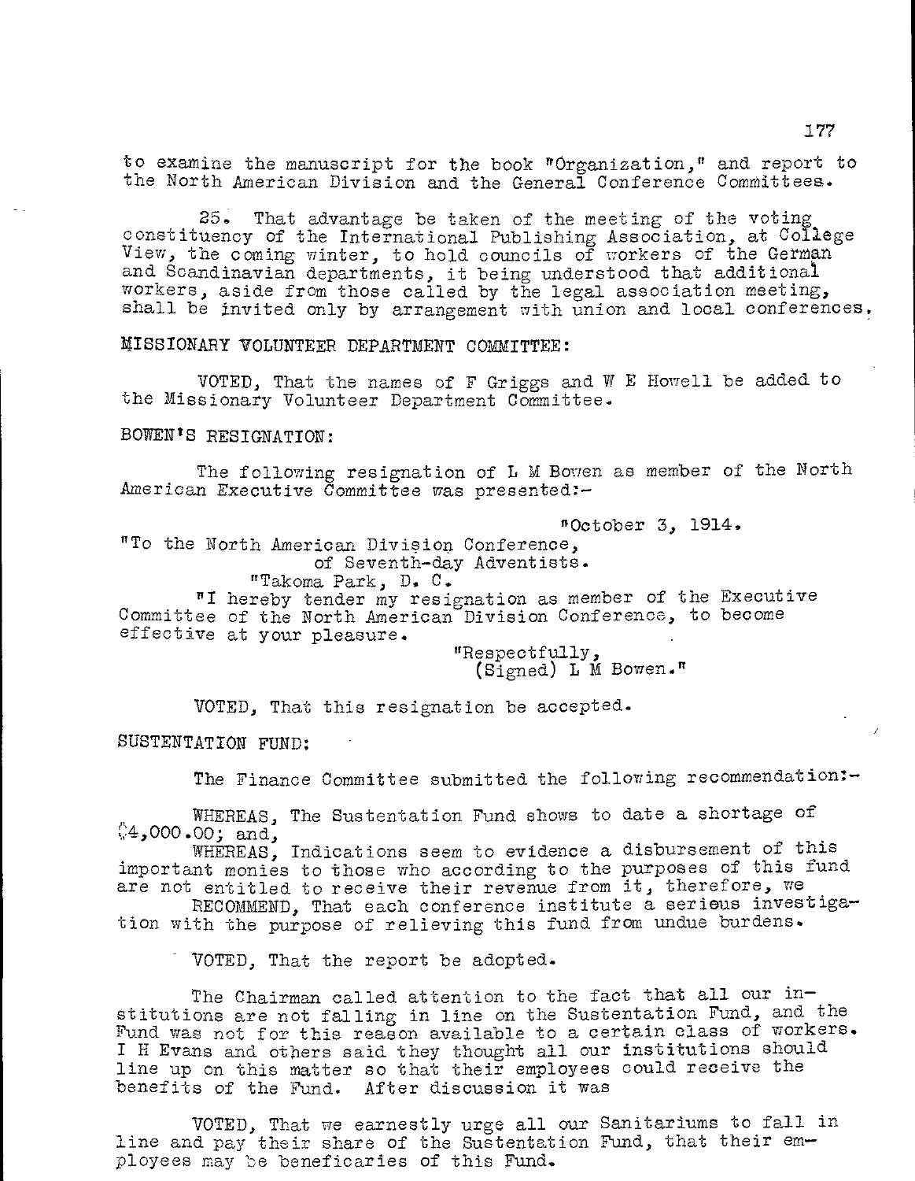to examine the manuscript for the book "Organization," and report to the North American Division and the General Conference Committees.

25. That advantage be taken of the meeting of the voting constituency of the International Publishing Association, at College View, the coming winter, to hold councils of workers of the German and Scandinavian departments, it being understood that additional workers, aside from those called by the legal association meeting, shall be invited only by arrangement with union and local conferences.

MISSIONARY VOLUNTEER DEPARTMENT COMMITTEE:

VOTED, That the names of F Griggs and W E Howell be added to the Missionary Volunteer Department Committee.

BOWEN'S RESIGNATION:

The following resignation of L M Bowen as member of the North American Executive Committee was presented:-

"October 3, 1914.

"To the North American Division Conference,
of Seventh-day Adventists.
"Takoma Park, D. C.

"I hereby tender my resignation as member of the Executive Committee of the North American Division Conference, to become effective at your pleasure.

"Respectfully,
(Signed) L M Bowen."

VOTED, That this resignation be accepted.

SUSTENTATION FUND:

The Finance Committee submitted the following recommendation:-

WHEREAS, The Sustentation Fund shows to date a shortage of $4,000.00; and,

WHEREAS, Indications seem to evidence a disbursement of this important monies to those who according to the purposes of this fund are not entitled to receive their revenue from it, therefore, we

RECOMMEND, That each conference institute a serious investigation with the purpose of relieving this fund from undue burdens.

VOTED, That the report be adopted.

The Chairman called attention to the fact that all our institutions are not falling in line on the Sustentation Fund, and the Fund was not for this reason available to a certain class of workers. I H Evans and others said they thought all our institutions should line up on this matter so that their employees could receive the benefits of the Fund. After discussion it was

VOTED, That we earnestly urge all our Sanitariums to fall in line and pay their share of the Sustentation Fund, that their employees may be beneficaries of this Fund.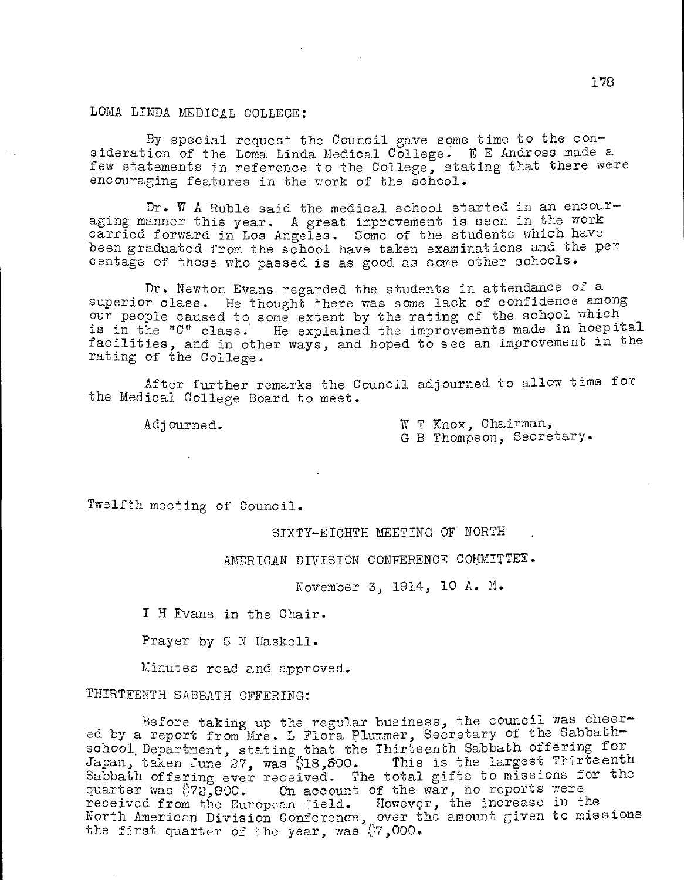LOMA LINDA MEDICAL COLLEGE:

By special request the Council gave some time to the consideration of the Loma Linda Medical College. E E Andross made a few statements in reference to the College, stating that there were encouraging features in the work of the school.

Dr. W A Ruble said the medical school started in an encouraging manner this year. A great improvement is seen in the work carried forward in Los Angeles. Some of the students which have been graduated from the school have taken examinations and the per centage of those who passed is as good as some other schools.

Dr. Newton Evans regarded the students in attendance of a superior class. He thought there was some lack of confidence among our people caused to some extent by the rating of the school which is in the "C" class. He explained the improvements made in hospital facilities, and in other ways, and hoped to see an improvement in the rating of the College.

After further remarks the Council adjourned to allow time for the Medical College Board to meet.

Adjourned.

W T Knox, Chairman,
G B Thompson, Secretary.

Twelfth meeting of Council.

SIXTY-EIGHTH MEETING OF NORTH AMERICAN DIVISION CONFERENCE COMMITTEE.

November 3, 1914, 10 A. M.

I H Evans in the Chair.

Prayer by S N Haskell.

Minutes read and approved.

THIRTEENTH SABBATH OFFERING:

Before taking up the regular business, the council was cheered by a report from Mrs. L Flora Plummer, Secretary of the Sabbath-school Department, stating that the Thirteenth Sabbath offering for Japan, taken June 27, was $18,500. This is the largest Thirteenth Sabbath offering ever received. The total gifts to missions for the quarter was $72,900. On account of the war, no reports were received from the European field. However, the increase in the North American Division Conference, over the amount given to missions the first quarter of the year, was $7,000.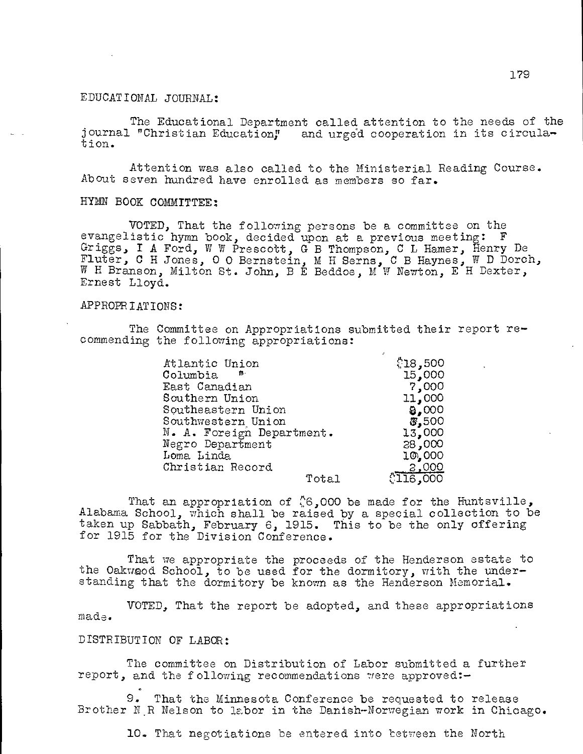EDUCATIONAL JOURNAL:

The Educational Department called attention to the needs of the journal "Christian Education," and urged cooperation in its circulation.

Attention was also called to the Ministerial Reading Course. About seven hundred have enrolled as members so far.

HYMN BOOK COMMITTEE:

VOTED, That the following persons be a committee on the evangelistic hymn book, decided upon at a previous meeting: F Griggs, I A Ford, W W Prescott, G B Thompson, C L Hamer, Henry De Fluter, C H Jones, O O Bernstein, M H Serns, C B Haynes, W D Dorch, W H Branson, Milton St. John, B E Beddoe, M W Newton, E H Dexter, Ernest Lloyd.

APPROPRIATIONS:

The Committee on Appropriations submitted their report recommending the following appropriations:

| | |
|---|---|
| Atlantic Union | $18,500 |
| Columbia " | 15,000 |
| East Canadian | 7,000 |
| Southern Union | 11,000 |
| Southeastern Union | 8,000 |
| Southwestern Union | 3,500 |
| N. A. Foreign Department. | 13,000 |
| Negro Department | 28,000 |
| Loma Linda | 10,000 |
| Christian Record | 2,000 |
| Total | $116,000 |

That an appropriation of $6,000 be made for the Huntsville, Alabama School, which shall be raised by a special collection to be taken up Sabbath, February 6, 1915. This to be the only offering for 1915 for the Division Conference.

That we appropriate the proceeds of the Henderson estate to the Oakwood School, to be used for the dormitory, with the understanding that the dormitory be known as the Henderson Memorial.

VOTED, That the report be adopted, and these appropriations made.

DISTRIBUTION OF LABOR:

The committee on Distribution of Labor submitted a further report, and the following recommendations were approved:-

9. That the Minnesota Conference be requested to release Brother N R Nelson to labor in the Danish-Norwegian work in Chicago.

10. That negotiations be entered into between the North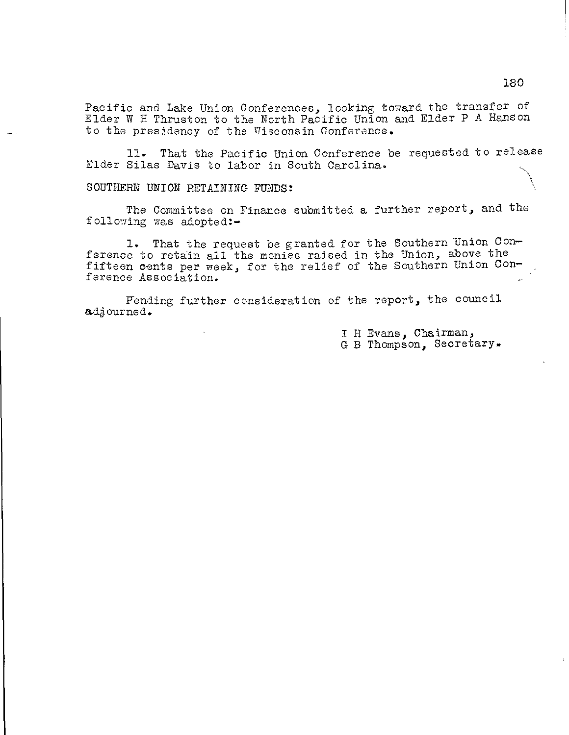Pacific and Lake Union Conferences, looking toward the transfer of Elder W H Thruston to the North Pacific Union and Elder P A Hanson to the presidency of the Wisconsin Conference.

11. That the Pacific Union Conference be requested to release Elder Silas Davis to labor in South Carolina.

SOUTHERN UNION RETAINING FUNDS:

The Committee on Finance submitted a further report, and the following was adopted:-

1. That the request be granted for the Southern Union Conference to retain all the monies raised in the Union, above the fifteen cents per week, for the relief of the Southern Union Conference Association.

Pending further consideration of the report, the council adjourned.

I H Evans, Chairman,
G B Thompson, Secretary.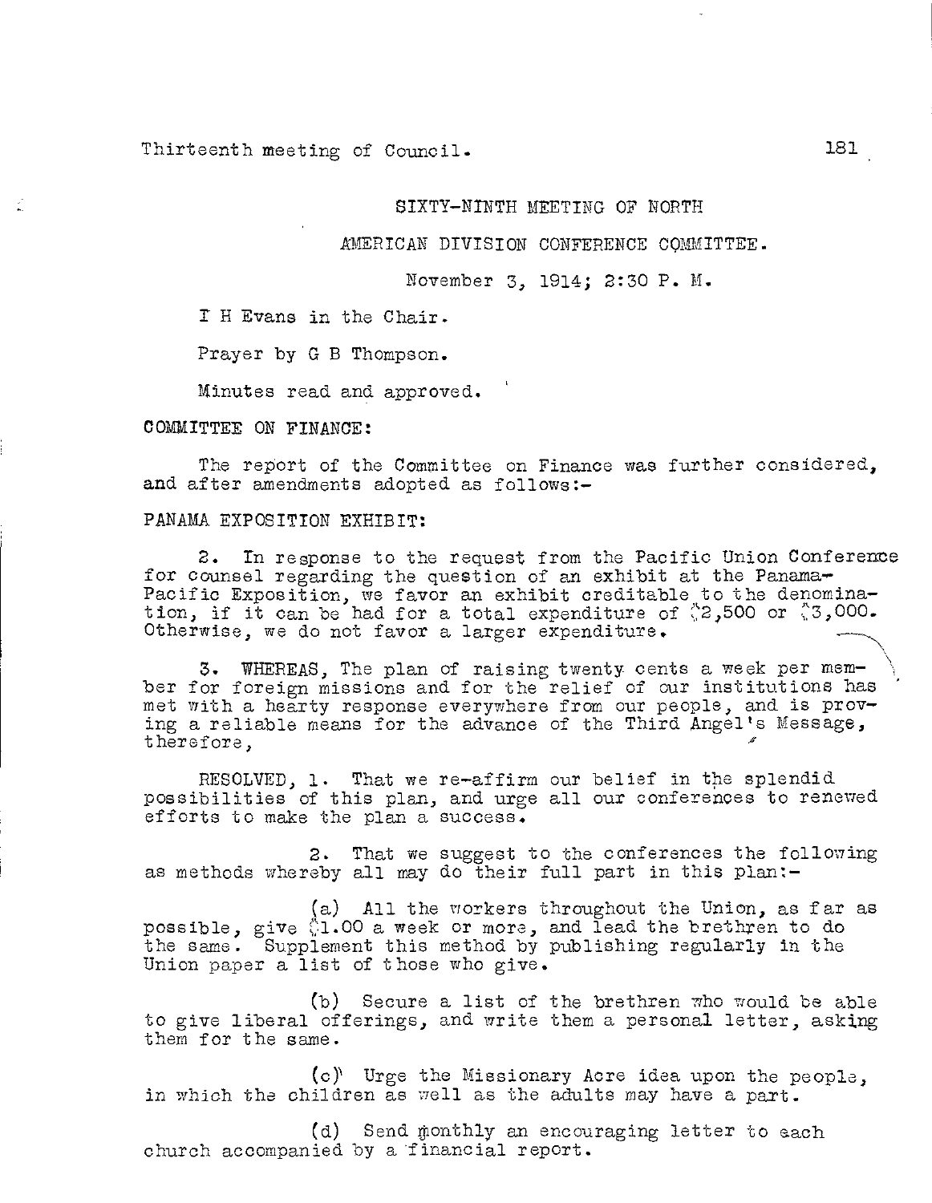Thirteenth meeting of Council.

SIXTY-NINTH MEETING OF NORTH

AMERICAN DIVISION CONFERENCE COMMITTEE.

November 3, 1914; 2:30 P. M.

I H Evans in the Chair.

Prayer by G B Thompson.

Minutes read and approved.

COMMITTEE ON FINANCE:

The report of the Committee on Finance was further considered, and after amendments adopted as follows:-

PANAMA EXPOSITION EXHIBIT:

2. In response to the request from the Pacific Union Conference for counsel regarding the question of an exhibit at the Panama-Pacific Exposition, we favor an exhibit creditable to the denomination, if it can be had for a total expenditure of $2,500 or $3,000. Otherwise, we do not favor a larger expenditure.

3. WHEREAS, The plan of raising twenty cents a week per member for foreign missions and for the relief of our institutions has met with a hearty response everywhere from our people, and is proving a reliable means for the advance of the Third Angel's Message, therefore,

RESOLVED, 1. That we re-affirm our belief in the splendid possibilities of this plan, and urge all our conferences to renewed efforts to make the plan a success.

2. That we suggest to the conferences the following as methods whereby all may do their full part in this plan:-

(a) All the workers throughout the Union, as far as possible, give $1.00 a week or more, and lead the brethren to do the same. Supplement this method by publishing regularly in the Union paper a list of those who give.

(b) Secure a list of the brethren who would be able to give liberal offerings, and write them a personal letter, asking them for the same.

(c) Urge the Missionary Acre idea upon the people, in which the children as well as the adults may have a part.

(d) Send monthly an encouraging letter to each church accompanied by a financial report.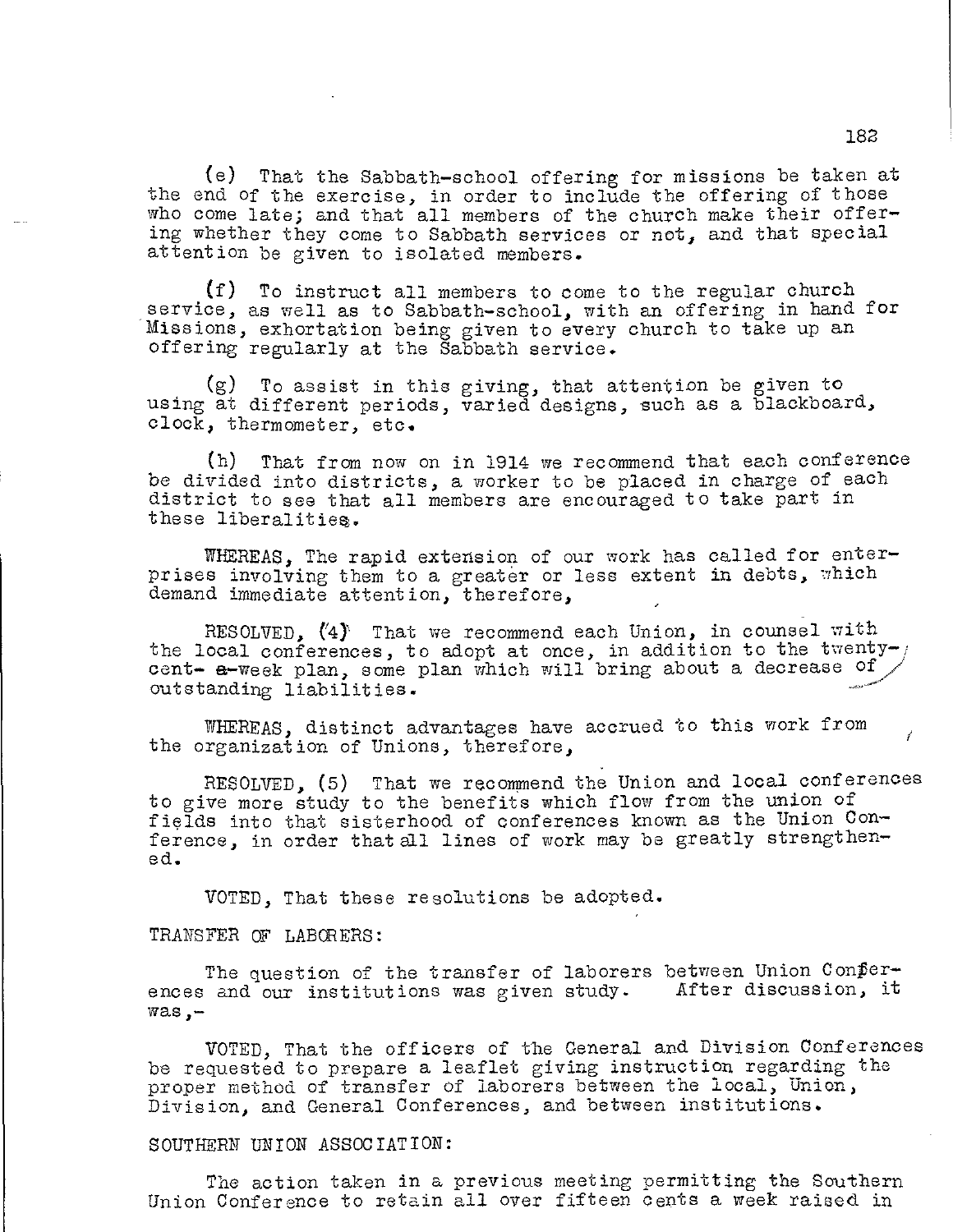(e) That the Sabbath-school offering for missions be taken at the end of the exercise, in order to include the offering of those who come late; and that all members of the church make their offering whether they come to Sabbath services or not, and that special attention be given to isolated members.

(f) To instruct all members to come to the regular church service, as well as to Sabbath-school, with an offering in hand for Missions, exhortation being given to every church to take up an offering regularly at the Sabbath service.

(g) To assist in this giving, that attention be given to using at different periods, varied designs, such as a blackboard, clock, thermometer, etc.

(h) That from now on in 1914 we recommend that each conference be divided into districts, a worker to be placed in charge of each district to see that all members are encouraged to take part in these liberalities.

WHEREAS, The rapid extension of our work has called for enterprises involving them to a greater or less extent in debts, which demand immediate attention, therefore,

RESOLVED, (4) That we recommend each Union, in counsel with the local conferences, to adopt at once, in addition to the twenty-cent-week plan, some plan which will bring about a decrease of outstanding liabilities.

WHEREAS, distinct advantages have accrued to this work from the organization of Unions, therefore,

RESOLVED, (5) That we recommend the Union and local conferences to give more study to the benefits which flow from the union of fields into that sisterhood of conferences known as the Union Conference, in order that all lines of work may be greatly strengthened.

VOTED, That these resolutions be adopted.

TRANSFER OF LABORERS:

The question of the transfer of laborers between Union Conferences and our institutions was given study. After discussion, it was,-

VOTED, That the officers of the General and Division Conferences be requested to prepare a leaflet giving instruction regarding the proper method of transfer of laborers between the local, Union, Division, and General Conferences, and between institutions.

SOUTHERN UNION ASSOCIATION:

The action taken in a previous meeting permitting the Southern Union Conference to retain all over fifteen cents a week raised in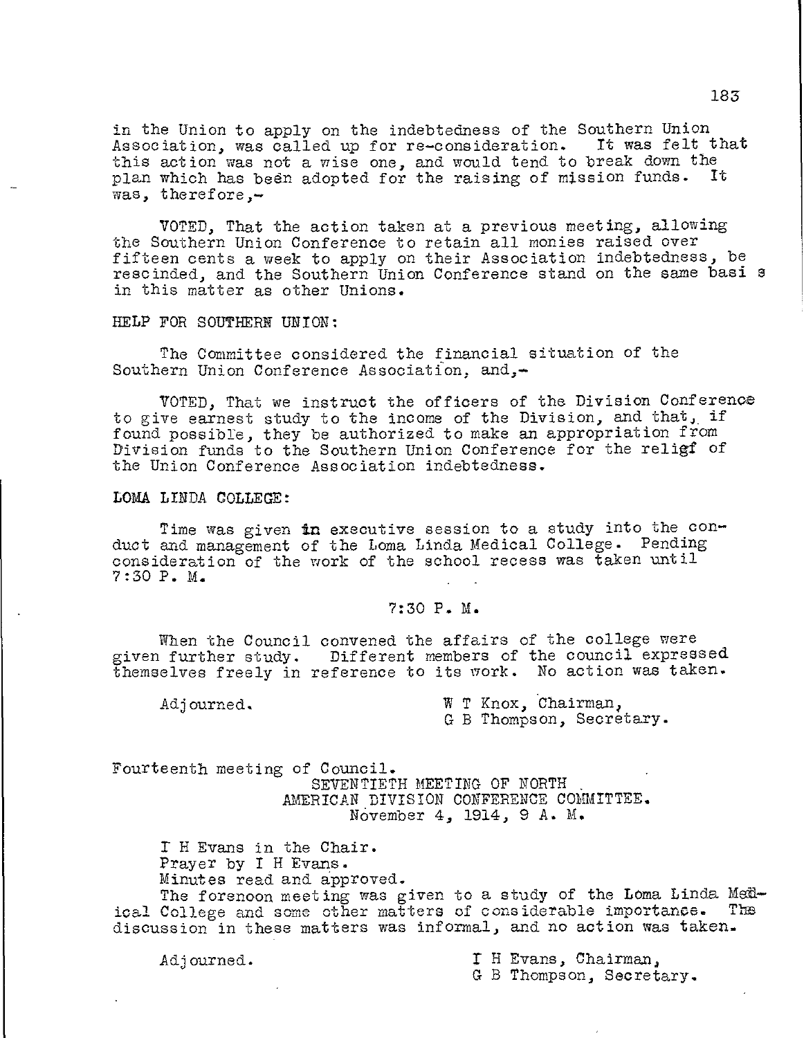in the Union to apply on the indebtedness of the Southern Union Association, was called up for re-consideration. It was felt that this action was not a wise one, and would tend to break down the plan which has been adopted for the raising of mission funds. It was, therefore,-

VOTED, That the action taken at a previous meeting, allowing the Southern Union Conference to retain all monies raised over fifteen cents a week to apply on their Association indebtedness, be rescinded, and the Southern Union Conference stand on the same basis in this matter as other Unions.

HELP FOR SOUTHERN UNION:

The Committee considered the financial situation of the Southern Union Conference Association, and,-

VOTED, That we instruct the officers of the Division Conference to give earnest study to the income of the Division, and that, if found possible, they be authorized to make an appropriation from Division funds to the Southern Union Conference for the relief of the Union Conference Association indebtedness.

LOMA LINDA COLLEGE:

Time was given in executive session to a study into the conduct and management of the Loma Linda Medical College. Pending consideration of the work of the school recess was taken until 7:30 P. M.

7:30 P. M.

When the Council convened the affairs of the college were given further study. Different members of the council expressed themselves freely in reference to its work. No action was taken.

Adjourned.

W T Knox, Chairman,
G B Thompson, Secretary.

Fourteenth meeting of Council.

SEVENTIETH MEETING OF NORTH AMERICAN DIVISION CONFERENCE COMMITTEE.
November 4, 1914, 9 A. M.

I H Evans in the Chair.
Prayer by I H Evans.
Minutes read and approved.

The forenoon meeting was given to a study of the Loma Linda Medical College and some other matters of considerable importance. The discussion in these matters was informal, and no action was taken.

Adjourned.

I H Evans, Chairman,
G B Thompson, Secretary.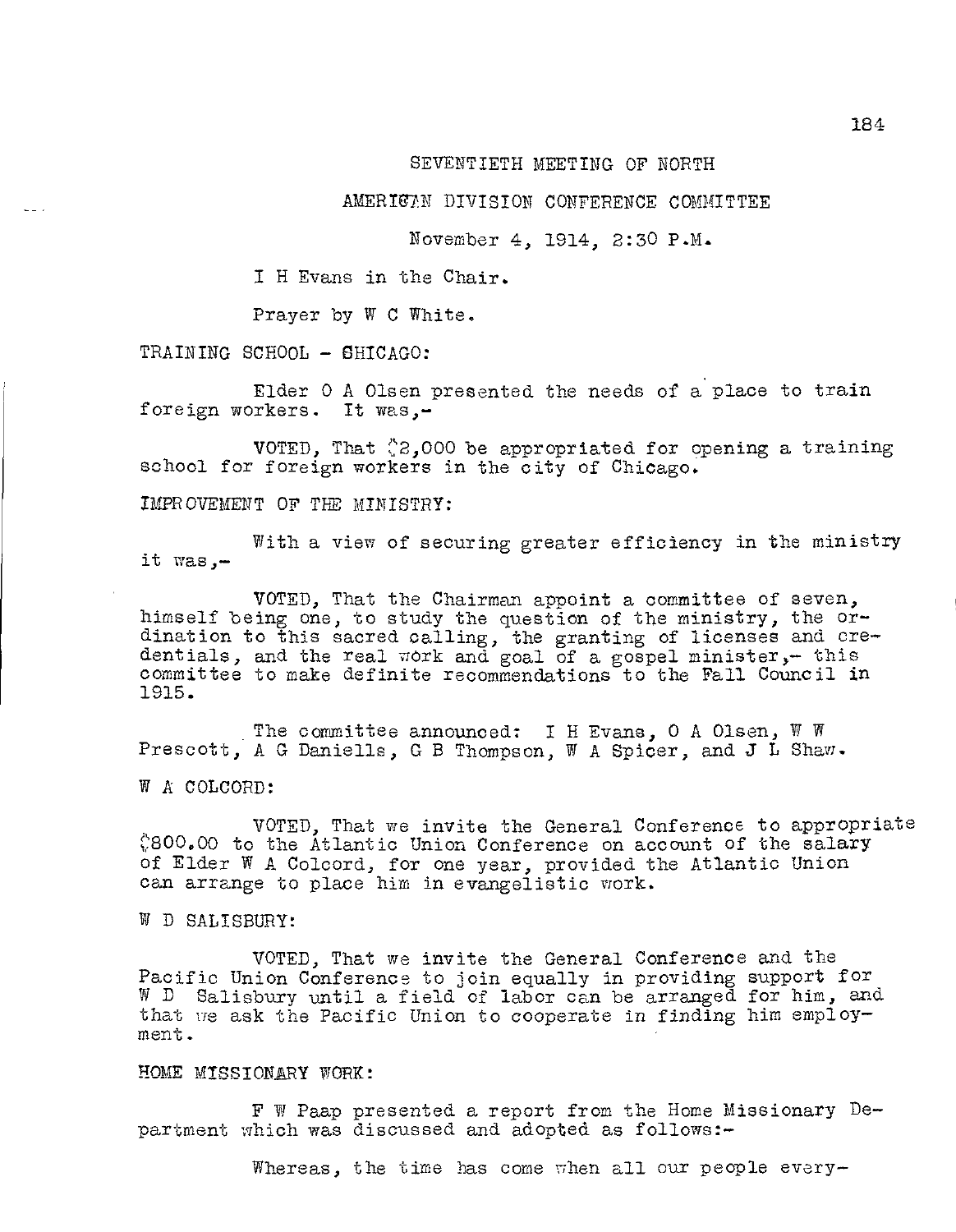SEVENTIETH MEETING OF NORTH

AMERICAN DIVISION CONFERENCE COMMITTEE

November 4, 1914, 2:30 P.M.

I H Evans in the Chair.

Prayer by W C White.

TRAINING SCHOOL - CHICAGO:

Elder O A Olsen presented the needs of a place to train foreign workers. It was,-

VOTED, That $2,000 be appropriated for opening a training school for foreign workers in the city of Chicago.

IMPROVEMENT OF THE MINISTRY:

With a view of securing greater efficiency in the ministry it was,-

VOTED, That the Chairman appoint a committee of seven, himself being one, to study the question of the ministry, the ordination to this sacred calling, the granting of licenses and credentials, and the real work and goal of a gospel minister,- this committee to make definite recommendations to the Fall Council in 1915.

The committee announced: I H Evans, O A Olsen, W W Prescott, A G Daniells, G B Thompson, W A Spicer, and J L Shaw.

W A COLCORD:

VOTED, That we invite the General Conference to appropriate $800.00 to the Atlantic Union Conference on account of the salary of Elder W A Colcord, for one year, provided the Atlantic Union can arrange to place him in evangelistic work.

W D SALISBURY:

VOTED, That we invite the General Conference and the Pacific Union Conference to join equally in providing support for W D Salisbury until a field of labor can be arranged for him, and that we ask the Pacific Union to cooperate in finding him employment.

HOME MISSIONARY WORK:

F W Paap presented a report from the Home Missionary Department which was discussed and adopted as follows:-

Whereas, the time has come when all our people every-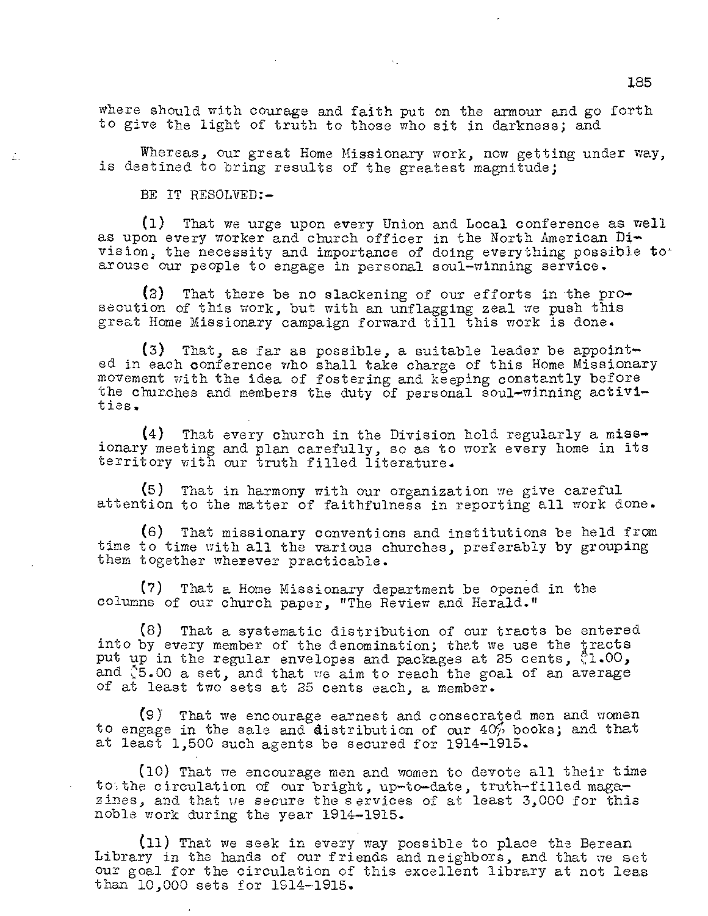where should with courage and faith put on the armour and go forth to give the light of truth to those who sit in darkness; and

Whereas, our great Home Missionary work, now getting under way, is destined to bring results of the greatest magnitude;

BE IT RESOLVED:-

(1) That we urge upon every Union and Local conference as well as upon every worker and church officer in the North American Division, the necessity and importance of doing everything possible to arouse our people to engage in personal soul-winning service.

(2) That there be no slackening of our efforts in the prosecution of this work, but with an unflagging zeal we push this great Home Missionary campaign forward till this work is done.

(3) That, as far as possible, a suitable leader be appointed in each conference who shall take charge of this Home Missionary movement with the idea of fostering and keeping constantly before the churches and members the duty of personal soul-winning activities.

(4) That every church in the Division hold regularly a missionary meeting and plan carefully, so as to work every home in its territory with our truth filled literature.

(5) That in harmony with our organization we give careful attention to the matter of faithfulness in reporting all work done.

(6) That missionary conventions and institutions be held from time to time with all the various churches, preferably by grouping them together wherever practicable.

(7) That a Home Missionary department be opened in the columns of our church paper, "The Review and Herald."

(8) That a systematic distribution of our tracts be entered into by every member of the denomination; that we use the tracts put up in the regular envelopes and packages at 25 cents, $1.00, and $5.00 a set, and that we aim to reach the goal of an average of at least two sets at 25 cents each, a member.

(9) That we encourage earnest and consecrated men and women to engage in the sale and distribution of our 40% books; and that at least 1,500 such agents be secured for 1914-1915.

(10) That we encourage men and women to devote all their time to the circulation of our bright, up-to-date, truth-filled magazines, and that we secure the services of at least 3,000 for this noble work during the year 1914-1915.

(11) That we seek in every way possible to place the Berean Library in the hands of our friends and neighbors, and that we set our goal for the circulation of this excellent library at not less than 10,000 sets for 1914-1915.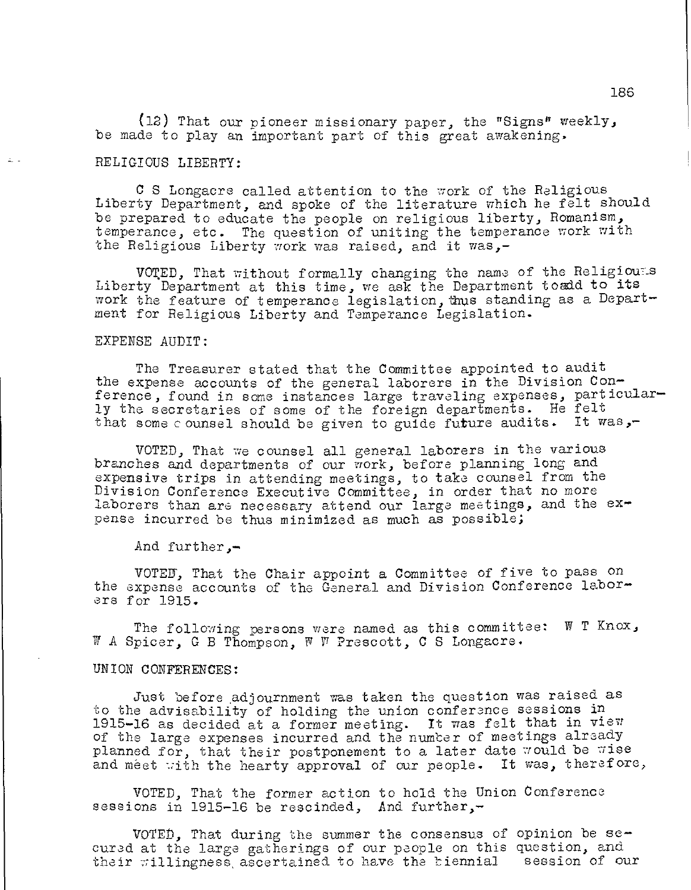(12) That our pioneer missionary paper, the "Signs" weekly, be made to play an important part of this great awakening.

RELIGIOUS LIBERTY:

C S Longacre called attention to the work of the Religious Liberty Department, and spoke of the literature which he felt should be prepared to educate the people on religious liberty, Romanism, temperance, etc. The question of uniting the temperance work with the Religious Liberty work was raised, and it was,-

VOTED, That without formally changing the name of the Religious Liberty Department at this time, we ask the Department to add to its work the feature of temperance legislation, thus standing as a Department for Religious Liberty and Temperance Legislation.

EXPENSE AUDIT:

The Treasurer stated that the Committee appointed to audit the expense accounts of the general laborers in the Division Conference, found in some instances large traveling expenses, particularly the secretaries of some of the foreign departments. He felt that some counsel should be given to guide future audits. It was,-

VOTED, That we counsel all general laborers in the various branches and departments of our work, before planning long and expensive trips in attending meetings, to take counsel from the Division Conference Executive Committee, in order that no more laborers than are necessary attend our large meetings, and the expense incurred be thus minimized as much as possible;

And further,-

VOTED, That the Chair appoint a Committee of five to pass on the expense accounts of the General and Division Conference laborers for 1915.

The following persons were named as this committee: W T Knox, W A Spicer, G B Thompson, W W Prescott, C S Longacre.

UNION CONFERENCES:

Just before adjournment was taken the question was raised as to the advisability of holding the union conference sessions in 1915-16 as decided at a former meeting. It was felt that in view of the large expenses incurred and the number of meetings already planned for, that their postponement to a later date would be wise and meet with the hearty approval of our people. It was, therefore,

VOTED, That the former action to hold the Union Conference sessions in 1915-16 be rescinded, And further,-

VOTED, That during the summer the consensus of opinion be secured at the large gatherings of our people on this question, and their willingness ascertained to have the biennial session of our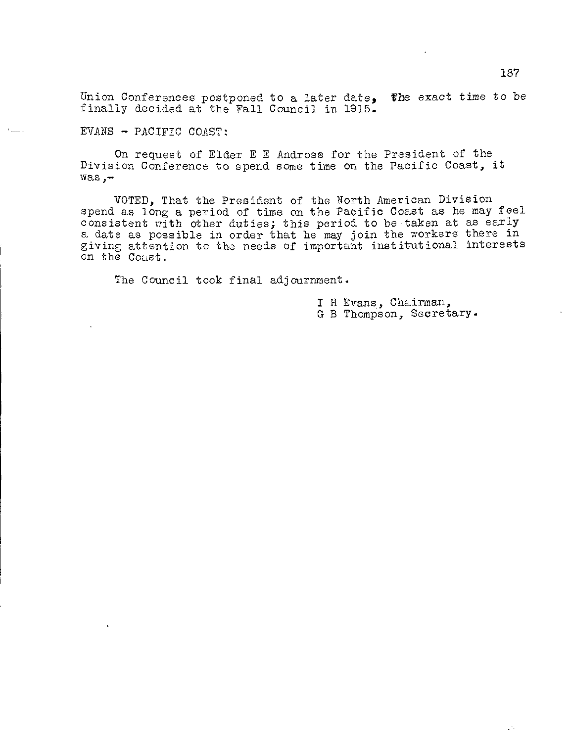Union Conferences postponed to a later date, the exact time to be finally decided at the Fall Council in 1915.

EVANS - PACIFIC COAST:

On request of Elder E E Andross for the President of the Division Conference to spend some time on the Pacific Coast, it was,-

VOTED, That the President of the North American Division spend as long a period of time on the Pacific Coast as he may feel consistent with other duties; this period to be taken at as early a date as possible in order that he may join the workers there in giving attention to the needs of important institutional interests on the Coast.

The Council took final adjournment.

I H Evans, Chairman,
G B Thompson, Secretary.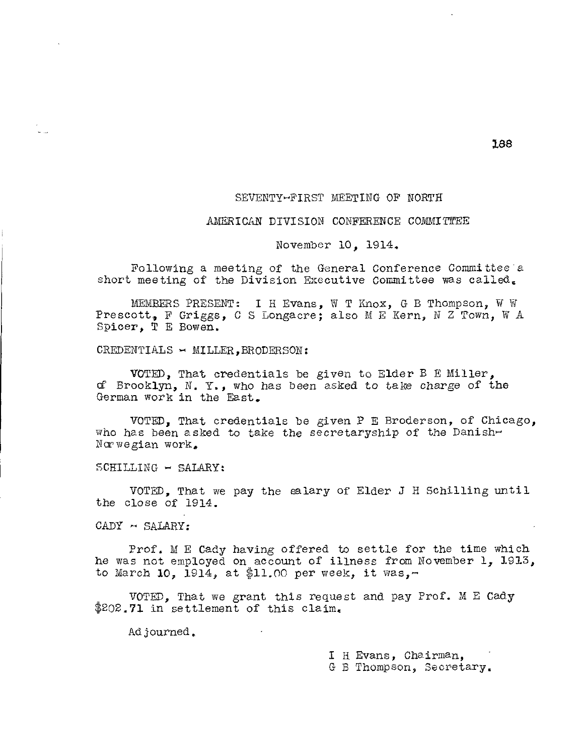# SEVENTY-FIRST MEETING OF NORTH AMERICAN DIVISION CONFERENCE COMMITTEE

November 10, 1914.

Following a meeting of the General Conference Committee a short meeting of the Division Executive Committee was called.

MEMBERS PRESENT: I H Evans, W T Knox, G B Thompson, W W Prescott, F Griggs, C S Longacre; also M E Kern, N Z Town, W A Spicer, T E Bowen.

CREDENTIALS - MILLER, BRODERSON:

VOTED, That credentials be given to Elder B E Miller, of Brooklyn, N. Y., who has been asked to take charge of the German work in the East.

VOTED, That credentials be given P E Broderson, of Chicago, who has been asked to take the secretaryship of the Danish-Norwegian work.

SCHILLING - SALARY:

VOTED, That we pay the salary of Elder J H Schilling until the close of 1914.

CADY - SALARY:

Prof. M E Cady having offered to settle for the time which he was not employed on account of illness from November 1, 1913, to March 10, 1914, at $11.00 per week, it was,-

VOTED, That we grant this request and pay Prof. M E Cady $202.71 in settlement of this claim.

Adjourned.

I H Evans, Chairman,
G B Thompson, Secretary.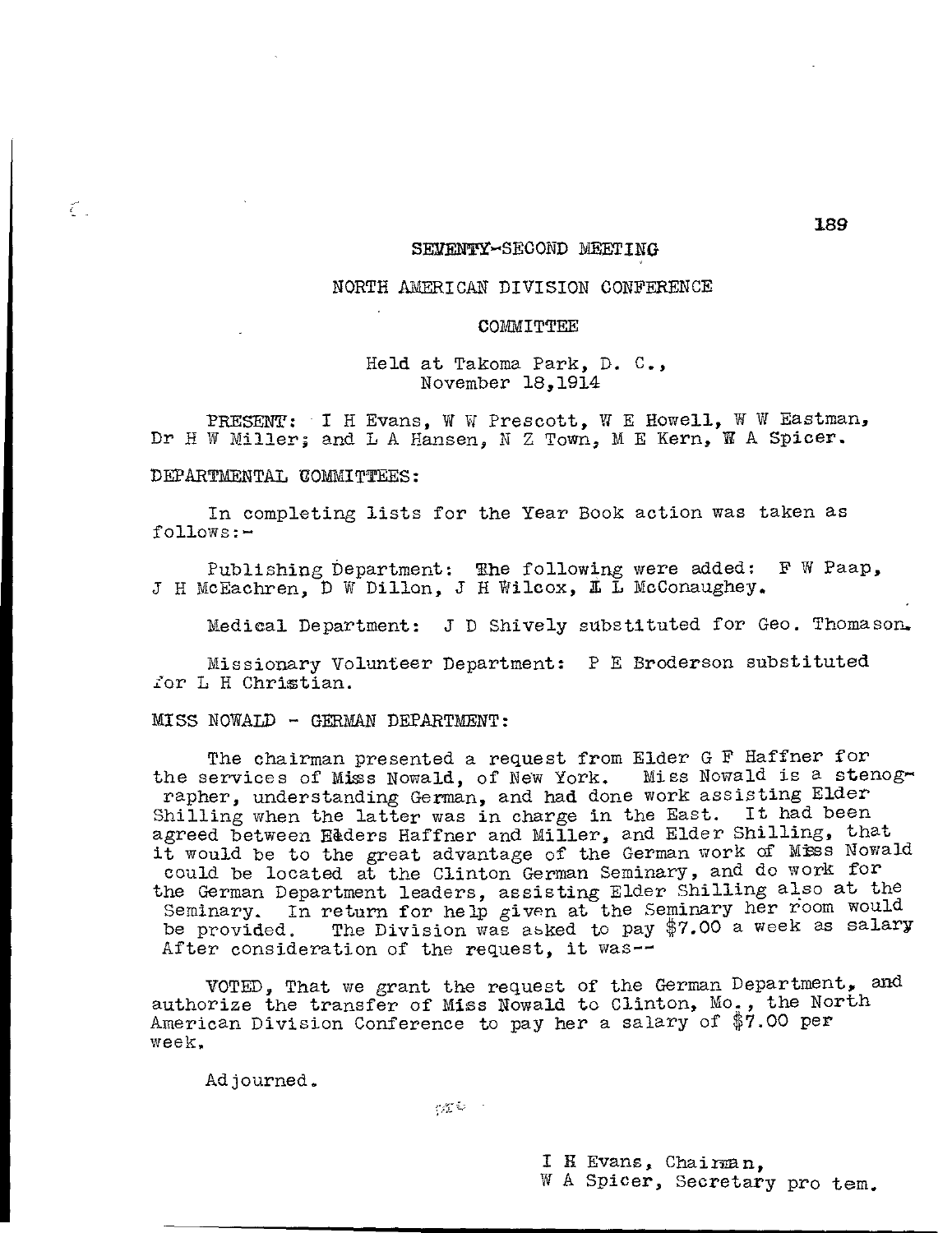# SEVENTY-SECOND MEETING

## NORTH AMERICAN DIVISION CONFERENCE

### COMMITTEE

Held at Takoma Park, D. C.,
November 18,1914

PRESENT: I H Evans, W W Prescott, W E Howell, W W Eastman, Dr H W Miller; and L A Hansen, N Z Town, M E Kern, W A Spicer.

DEPARTMENTAL COMMITTEES:

In completing lists for the Year Book action was taken as follows:-

Publishing Department: The following were added: F W Paap, J H McEachren, D W Dillon, J H Wilcox, L L McConaughey.

Medical Department: J D Shively substituted for Geo. Thomason.

Missionary Volunteer Department: P E Broderson substituted for L H Christian.

MISS NOWALD - GERMAN DEPARTMENT:

The chairman presented a request from Elder G F Haffner for the services of Miss Nowald, of New York. Miss Nowald is a stenographer, understanding German, and had done work assisting Elder Shilling when the latter was in charge in the East. It had been agreed between Elders Haffner and Miller, and Elder Shilling, that it would be to the great advantage of the German work of Miss Nowald could be located at the Clinton German Seminary, and do work for the German Department leaders, assisting Elder Shilling also at the Seminary. In return for help given at the Seminary her room would be provided. The Division was asked to pay $7.00 a week as salary After consideration of the request, it was--

VOTED, That we grant the request of the German Department, and authorize the transfer of Miss Nowald to Clinton, Mo., the North American Division Conference to pay her a salary of $7.00 per week.

Adjourned.

I H Evans, Chairman,
W A Spicer, Secretary pro tem.